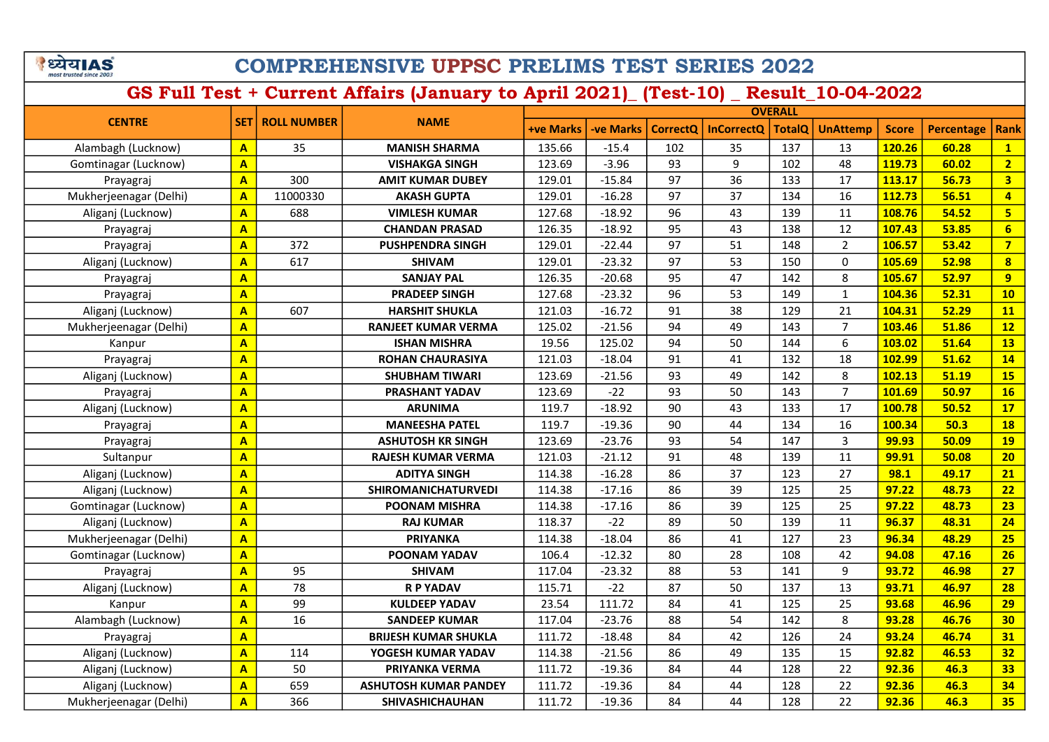# COMPREHENSIVE UPPSC PRELIMS TEST SERIES 2022

## GS Full Test + Current Affairs (January to April 2021)_ (Test-10) _ Result_10-04-2022

| CENTRE | SET | ROLL NUMBER | NAME | OVERALL | | | | | | | | |
|---|---|---|---|---|---|---|---|---|---|---|---|---|
| | | | | +ve Marks | -ve Marks | CorrectQ | InCorrectQ | TotalQ | UnAttemp | Score | Percentage | Rank |
| Alambagh (Lucknow) | A | 35 | MANISH SHARMA | 135.66 | -15.4 | 102 | 35 | 137 | 13 | 120.26 | 60.28 | 1 |
| Gomtinagar (Lucknow) | A | | VISHAKGA SINGH | 123.69 | -3.96 | 93 | 9 | 102 | 48 | 119.73 | 60.02 | 2 |
| Prayagraj | A | 300 | AMIT KUMAR DUBEY | 129.01 | -15.84 | 97 | 36 | 133 | 17 | 113.17 | 56.73 | 3 |
| Mukherjeenagar (Delhi) | A | 11000330 | AKASH GUPTA | 129.01 | -16.28 | 97 | 37 | 134 | 16 | 112.73 | 56.51 | 4 |
| Aliganj (Lucknow) | A | 688 | VIMLESH KUMAR | 127.68 | -18.92 | 96 | 43 | 139 | 11 | 108.76 | 54.52 | 5 |
| Prayagraj | A | | CHANDAN PRASAD | 126.35 | -18.92 | 95 | 43 | 138 | 12 | 107.43 | 53.85 | 6 |
| Prayagraj | A | 372 | PUSHPENDRA SINGH | 129.01 | -22.44 | 97 | 51 | 148 | 2 | 106.57 | 53.42 | 7 |
| Aliganj (Lucknow) | A | 617 | SHIVAM | 129.01 | -23.32 | 97 | 53 | 150 | 0 | 105.69 | 52.98 | 8 |
| Prayagraj | A | | SANJAY PAL | 126.35 | -20.68 | 95 | 47 | 142 | 8 | 105.67 | 52.97 | 9 |
| Prayagraj | A | | PRADEEP SINGH | 127.68 | -23.32 | 96 | 53 | 149 | 1 | 104.36 | 52.31 | 10 |
| Aliganj (Lucknow) | A | 607 | HARSHIT SHUKLA | 121.03 | -16.72 | 91 | 38 | 129 | 21 | 104.31 | 52.29 | 11 |
| Mukherjeenagar (Delhi) | A | | RANJEET KUMAR VERMA | 125.02 | -21.56 | 94 | 49 | 143 | 7 | 103.46 | 51.86 | 12 |
| Kanpur | A | | ISHAN MISHRA | 19.56 | 125.02 | 94 | 50 | 144 | 6 | 103.02 | 51.64 | 13 |
| Prayagraj | A | | ROHAN CHAURASIYA | 121.03 | -18.04 | 91 | 41 | 132 | 18 | 102.99 | 51.62 | 14 |
| Aliganj (Lucknow) | A | | SHUBHAM TIWARI | 123.69 | -21.56 | 93 | 49 | 142 | 8 | 102.13 | 51.19 | 15 |
| Prayagraj | A | | PRASHANT YADAV | 123.69 | -22 | 93 | 50 | 143 | 7 | 101.69 | 50.97 | 16 |
| Aliganj (Lucknow) | A | | ARUNIMA | 119.7 | -18.92 | 90 | 43 | 133 | 17 | 100.78 | 50.52 | 17 |
| Prayagraj | A | | MANEESHA PATEL | 119.7 | -19.36 | 90 | 44 | 134 | 16 | 100.34 | 50.3 | 18 |
| Prayagraj | A | | ASHUTOSH KR SINGH | 123.69 | -23.76 | 93 | 54 | 147 | 3 | 99.93 | 50.09 | 19 |
| Sultanpur | A | | RAJESH KUMAR VERMA | 121.03 | -21.12 | 91 | 48 | 139 | 11 | 99.91 | 50.08 | 20 |
| Aliganj (Lucknow) | A | | ADITYA SINGH | 114.38 | -16.28 | 86 | 37 | 123 | 27 | 98.1 | 49.17 | 21 |
| Aliganj (Lucknow) | A | | SHIROMANICHATURVEDI | 114.38 | -17.16 | 86 | 39 | 125 | 25 | 97.22 | 48.73 | 22 |
| Gomtinagar (Lucknow) | A | | POONAM MISHRA | 114.38 | -17.16 | 86 | 39 | 125 | 25 | 97.22 | 48.73 | 23 |
| Aliganj (Lucknow) | A | | RAJ KUMAR | 118.37 | -22 | 89 | 50 | 139 | 11 | 96.37 | 48.31 | 24 |
| Mukherjeenagar (Delhi) | A | | PRIYANKA | 114.38 | -18.04 | 86 | 41 | 127 | 23 | 96.34 | 48.29 | 25 |
| Gomtinagar (Lucknow) | A | | POONAM YADAV | 106.4 | -12.32 | 80 | 28 | 108 | 42 | 94.08 | 47.16 | 26 |
| Prayagraj | A | 95 | SHIVAM | 117.04 | -23.32 | 88 | 53 | 141 | 9 | 93.72 | 46.98 | 27 |
| Aliganj (Lucknow) | A | 78 | R P YADAV | 115.71 | -22 | 87 | 50 | 137 | 13 | 93.71 | 46.97 | 28 |
| Kanpur | A | 99 | KULDEEP YADAV | 23.54 | 111.72 | 84 | 41 | 125 | 25 | 93.68 | 46.96 | 29 |
| Alambagh (Lucknow) | A | 16 | SANDEEP KUMAR | 117.04 | -23.76 | 88 | 54 | 142 | 8 | 93.28 | 46.76 | 30 |
| Prayagraj | A | | BRIJESH KUMAR SHUKLA | 111.72 | -18.48 | 84 | 42 | 126 | 24 | 93.24 | 46.74 | 31 |
| Aliganj (Lucknow) | A | 114 | YOGESH KUMAR YADAV | 114.38 | -21.56 | 86 | 49 | 135 | 15 | 92.82 | 46.53 | 32 |
| Aliganj (Lucknow) | A | 50 | PRIYANKA VERMA | 111.72 | -19.36 | 84 | 44 | 128 | 22 | 92.36 | 46.3 | 33 |
| Aliganj (Lucknow) | A | 659 | ASHUTOSH KUMAR PANDEY | 111.72 | -19.36 | 84 | 44 | 128 | 22 | 92.36 | 46.3 | 34 |
| Mukherjeenagar (Delhi) | A | 366 | SHIVASHICHAUHAN | 111.72 | -19.36 | 84 | 44 | 128 | 22 | 92.36 | 46.3 | 35 |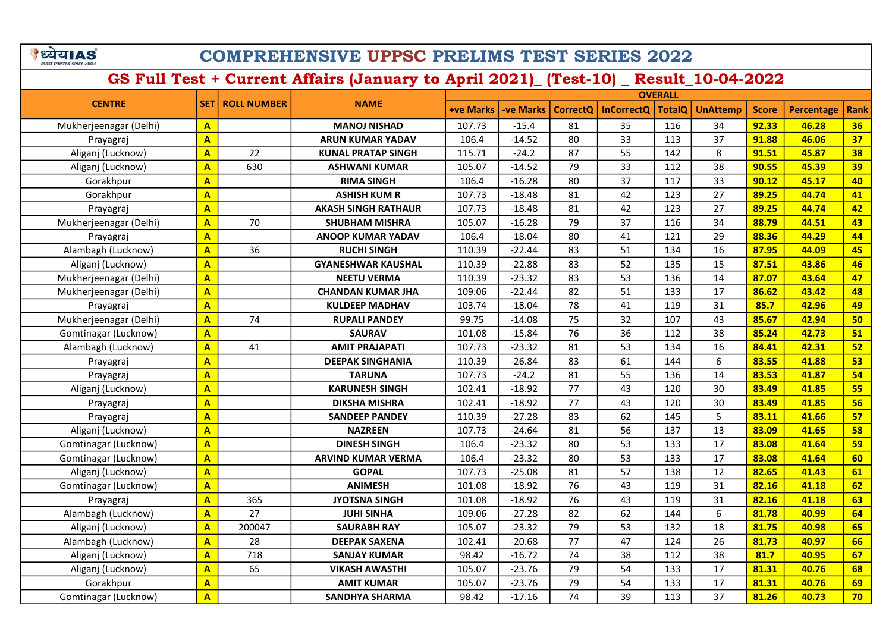# COMPREHENSIVE UPPSC PRELIMS TEST SERIES 2022

## GS Full Test + Current Affairs (January to April 2021)_ (Test-10) _ Result_10-04-2022

| CENTRE | SET | ROLL NUMBER | NAME | OVERALL | | | | | | | | |
|---|---|---|---|---|---|---|---|---|---|---|---|---|
| | | | | +ve Marks | -ve Marks | CorrectQ | InCorrectQ | TotalQ | UnAttemp | Score | Percentage | Rank |
| Mukherjeenagar (Delhi) | A | | MANOJ NISHAD | 107.73 | -15.4 | 81 | 35 | 116 | 34 | 92.33 | 46.28 | 36 |
| Prayagraj | A | | ARUN KUMAR YADAV | 106.4 | -14.52 | 80 | 33 | 113 | 37 | 91.88 | 46.06 | 37 |
| Aliganj (Lucknow) | A | 22 | KUNAL PRATAP SINGH | 115.71 | -24.2 | 87 | 55 | 142 | 8 | 91.51 | 45.87 | 38 |
| Aliganj (Lucknow) | A | 630 | ASHWANI KUMAR | 105.07 | -14.52 | 79 | 33 | 112 | 38 | 90.55 | 45.39 | 39 |
| Gorakhpur | A | | RIMA SINGH | 106.4 | -16.28 | 80 | 37 | 117 | 33 | 90.12 | 45.17 | 40 |
| Gorakhpur | A | | ASHISH KUM R | 107.73 | -18.48 | 81 | 42 | 123 | 27 | 89.25 | 44.74 | 41 |
| Prayagraj | A | | AKASH SINGH RATHAUR | 107.73 | -18.48 | 81 | 42 | 123 | 27 | 89.25 | 44.74 | 42 |
| Mukherjeenagar (Delhi) | A | 70 | SHUBHAM MISHRA | 105.07 | -16.28 | 79 | 37 | 116 | 34 | 88.79 | 44.51 | 43 |
| Prayagraj | A | | ANOOP KUMAR YADAV | 106.4 | -18.04 | 80 | 41 | 121 | 29 | 88.36 | 44.29 | 44 |
| Alambagh (Lucknow) | A | 36 | RUCHI SINGH | 110.39 | -22.44 | 83 | 51 | 134 | 16 | 87.95 | 44.09 | 45 |
| Aliganj (Lucknow) | A | | GYANESHWAR KAUSHAL | 110.39 | -22.88 | 83 | 52 | 135 | 15 | 87.51 | 43.86 | 46 |
| Mukherjeenagar (Delhi) | A | | NEETU VERMA | 110.39 | -23.32 | 83 | 53 | 136 | 14 | 87.07 | 43.64 | 47 |
| Mukherjeenagar (Delhi) | A | | CHANDAN KUMAR JHA | 109.06 | -22.44 | 82 | 51 | 133 | 17 | 86.62 | 43.42 | 48 |
| Prayagraj | A | | KULDEEP MADHAV | 103.74 | -18.04 | 78 | 41 | 119 | 31 | 85.7 | 42.96 | 49 |
| Mukherjeenagar (Delhi) | A | 74 | RUPALI PANDEY | 99.75 | -14.08 | 75 | 32 | 107 | 43 | 85.67 | 42.94 | 50 |
| Gomtinagar (Lucknow) | A | | SAURAV | 101.08 | -15.84 | 76 | 36 | 112 | 38 | 85.24 | 42.73 | 51 |
| Alambagh (Lucknow) | A | 41 | AMIT PRAJAPATI | 107.73 | -23.32 | 81 | 53 | 134 | 16 | 84.41 | 42.31 | 52 |
| Prayagraj | A | | DEEPAK SINGHANIA | 110.39 | -26.84 | 83 | 61 | 144 | 6 | 83.55 | 41.88 | 53 |
| Prayagraj | A | | TARUNA | 107.73 | -24.2 | 81 | 55 | 136 | 14 | 83.53 | 41.87 | 54 |
| Aliganj (Lucknow) | A | | KARUNESH SINGH | 102.41 | -18.92 | 77 | 43 | 120 | 30 | 83.49 | 41.85 | 55 |
| Prayagraj | A | | DIKSHA MISHRA | 102.41 | -18.92 | 77 | 43 | 120 | 30 | 83.49 | 41.85 | 56 |
| Prayagraj | A | | SANDEEP PANDEY | 110.39 | -27.28 | 83 | 62 | 145 | 5 | 83.11 | 41.66 | 57 |
| Aliganj (Lucknow) | A | | NAZREEN | 107.73 | -24.64 | 81 | 56 | 137 | 13 | 83.09 | 41.65 | 58 |
| Gomtinagar (Lucknow) | A | | DINESH SINGH | 106.4 | -23.32 | 80 | 53 | 133 | 17 | 83.08 | 41.64 | 59 |
| Gomtinagar (Lucknow) | A | | ARVIND KUMAR VERMA | 106.4 | -23.32 | 80 | 53 | 133 | 17 | 83.08 | 41.64 | 60 |
| Aliganj (Lucknow) | A | | GOPAL | 107.73 | -25.08 | 81 | 57 | 138 | 12 | 82.65 | 41.43 | 61 |
| Gomtinagar (Lucknow) | A | | ANIMESH | 101.08 | -18.92 | 76 | 43 | 119 | 31 | 82.16 | 41.18 | 62 |
| Prayagraj | A | 365 | JYOTSNA SINGH | 101.08 | -18.92 | 76 | 43 | 119 | 31 | 82.16 | 41.18 | 63 |
| Alambagh (Lucknow) | A | 27 | JUHI SINHA | 109.06 | -27.28 | 82 | 62 | 144 | 6 | 81.78 | 40.99 | 64 |
| Aliganj (Lucknow) | A | 200047 | SAURABH RAY | 105.07 | -23.32 | 79 | 53 | 132 | 18 | 81.75 | 40.98 | 65 |
| Alambagh (Lucknow) | A | 28 | DEEPAK SAXENA | 102.41 | -20.68 | 77 | 47 | 124 | 26 | 81.73 | 40.97 | 66 |
| Aliganj (Lucknow) | A | 718 | SANJAY KUMAR | 98.42 | -16.72 | 74 | 38 | 112 | 38 | 81.7 | 40.95 | 67 |
| Aliganj (Lucknow) | A | 65 | VIKASH AWASTHI | 105.07 | -23.76 | 79 | 54 | 133 | 17 | 81.31 | 40.76 | 68 |
| Gorakhpur | A | | AMIT KUMAR | 105.07 | -23.76 | 79 | 54 | 133 | 17 | 81.31 | 40.76 | 69 |
| Gomtinagar (Lucknow) | A | | SANDHYA SHARMA | 98.42 | -17.16 | 74 | 39 | 113 | 37 | 81.26 | 40.73 | 70 |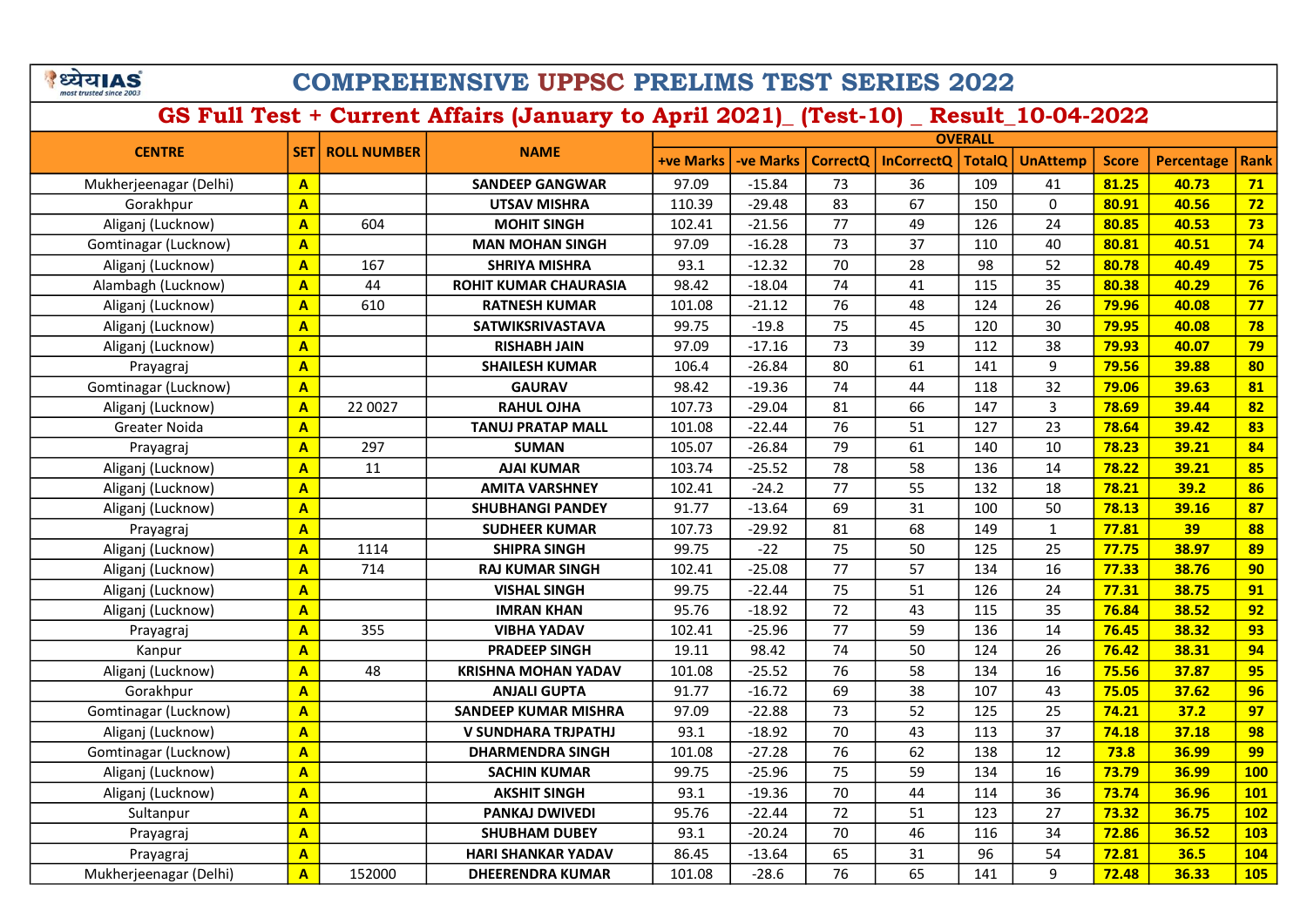# COMPREHENSIVE UPPSC PRELIMS TEST SERIES 2022

## GS Full Test + Current Affairs (January to April 2021)_ (Test-10) _ Result_10-04-2022

| CENTRE | SET | ROLL NUMBER | NAME | OVERALL | | | | | | | | |
|---|---|---|---|---|---|---|---|---|---|---|---|---|
| | | | | +ve Marks | -ve Marks | CorrectQ | InCorrectQ | TotalQ | UnAttemp | Score | Percentage | Rank |
| Mukherjeenagar (Delhi) | A | | SANDEEP GANGWAR | 97.09 | -15.84 | 73 | 36 | 109 | 41 | 81.25 | 40.73 | 71 |
| Gorakhpur | A | | UTSAV MISHRA | 110.39 | -29.48 | 83 | 67 | 150 | 0 | 80.91 | 40.56 | 72 |
| Aliganj (Lucknow) | A | 604 | MOHIT SINGH | 102.41 | -21.56 | 77 | 49 | 126 | 24 | 80.85 | 40.53 | 73 |
| Gomtinagar (Lucknow) | A | | MAN MOHAN SINGH | 97.09 | -16.28 | 73 | 37 | 110 | 40 | 80.81 | 40.51 | 74 |
| Aliganj (Lucknow) | A | 167 | SHRIYA MISHRA | 93.1 | -12.32 | 70 | 28 | 98 | 52 | 80.78 | 40.49 | 75 |
| Alambagh (Lucknow) | A | 44 | ROHIT KUMAR CHAURASIA | 98.42 | -18.04 | 74 | 41 | 115 | 35 | 80.38 | 40.29 | 76 |
| Aliganj (Lucknow) | A | 610 | RATNESH KUMAR | 101.08 | -21.12 | 76 | 48 | 124 | 26 | 79.96 | 40.08 | 77 |
| Aliganj (Lucknow) | A | | SATWIKSRIVASTAVA | 99.75 | -19.8 | 75 | 45 | 120 | 30 | 79.95 | 40.08 | 78 |
| Aliganj (Lucknow) | A | | RISHABH JAIN | 97.09 | -17.16 | 73 | 39 | 112 | 38 | 79.93 | 40.07 | 79 |
| Prayagraj | A | | SHAILESH KUMAR | 106.4 | -26.84 | 80 | 61 | 141 | 9 | 79.56 | 39.88 | 80 |
| Gomtinagar (Lucknow) | A | | GAURAV | 98.42 | -19.36 | 74 | 44 | 118 | 32 | 79.06 | 39.63 | 81 |
| Aliganj (Lucknow) | A | 22 0027 | RAHUL OJHA | 107.73 | -29.04 | 81 | 66 | 147 | 3 | 78.69 | 39.44 | 82 |
| Greater Noida | A | | TANUJ PRATAP MALL | 101.08 | -22.44 | 76 | 51 | 127 | 23 | 78.64 | 39.42 | 83 |
| Prayagraj | A | 297 | SUMAN | 105.07 | -26.84 | 79 | 61 | 140 | 10 | 78.23 | 39.21 | 84 |
| Aliganj (Lucknow) | A | 11 | AJAI KUMAR | 103.74 | -25.52 | 78 | 58 | 136 | 14 | 78.22 | 39.21 | 85 |
| Aliganj (Lucknow) | A | | AMITA VARSHNEY | 102.41 | -24.2 | 77 | 55 | 132 | 18 | 78.21 | 39.2 | 86 |
| Aliganj (Lucknow) | A | | SHUBHANGI PANDEY | 91.77 | -13.64 | 69 | 31 | 100 | 50 | 78.13 | 39.16 | 87 |
| Prayagraj | A | | SUDHEER KUMAR | 107.73 | -29.92 | 81 | 68 | 149 | 1 | 77.81 | 39 | 88 |
| Aliganj (Lucknow) | A | 1114 | SHIPRA SINGH | 99.75 | -22 | 75 | 50 | 125 | 25 | 77.75 | 38.97 | 89 |
| Aliganj (Lucknow) | A | 714 | RAJ KUMAR SINGH | 102.41 | -25.08 | 77 | 57 | 134 | 16 | 77.33 | 38.76 | 90 |
| Aliganj (Lucknow) | A | | VISHAL SINGH | 99.75 | -22.44 | 75 | 51 | 126 | 24 | 77.31 | 38.75 | 91 |
| Aliganj (Lucknow) | A | | IMRAN KHAN | 95.76 | -18.92 | 72 | 43 | 115 | 35 | 76.84 | 38.52 | 92 |
| Prayagraj | A | 355 | VIBHA YADAV | 102.41 | -25.96 | 77 | 59 | 136 | 14 | 76.45 | 38.32 | 93 |
| Kanpur | A | | PRADEEP SINGH | 19.11 | 98.42 | 74 | 50 | 124 | 26 | 76.42 | 38.31 | 94 |
| Aliganj (Lucknow) | A | 48 | KRISHNA MOHAN YADAV | 101.08 | -25.52 | 76 | 58 | 134 | 16 | 75.56 | 37.87 | 95 |
| Gorakhpur | A | | ANJALI GUPTA | 91.77 | -16.72 | 69 | 38 | 107 | 43 | 75.05 | 37.62 | 96 |
| Gomtinagar (Lucknow) | A | | SANDEEP KUMAR MISHRA | 97.09 | -22.88 | 73 | 52 | 125 | 25 | 74.21 | 37.2 | 97 |
| Aliganj (Lucknow) | A | | V SUNDHARA TRJPATHJ | 93.1 | -18.92 | 70 | 43 | 113 | 37 | 74.18 | 37.18 | 98 |
| Gomtinagar (Lucknow) | A | | DHARMENDRA SINGH | 101.08 | -27.28 | 76 | 62 | 138 | 12 | 73.8 | 36.99 | 99 |
| Aliganj (Lucknow) | A | | SACHIN KUMAR | 99.75 | -25.96 | 75 | 59 | 134 | 16 | 73.79 | 36.99 | 100 |
| Aliganj (Lucknow) | A | | AKSHIT SINGH | 93.1 | -19.36 | 70 | 44 | 114 | 36 | 73.74 | 36.96 | 101 |
| Sultanpur | A | | PANKAJ DWIVEDI | 95.76 | -22.44 | 72 | 51 | 123 | 27 | 73.32 | 36.75 | 102 |
| Prayagraj | A | | SHUBHAM DUBEY | 93.1 | -20.24 | 70 | 46 | 116 | 34 | 72.86 | 36.52 | 103 |
| Prayagraj | A | | HARI SHANKAR YADAV | 86.45 | -13.64 | 65 | 31 | 96 | 54 | 72.81 | 36.5 | 104 |
| Mukherjeenagar (Delhi) | A | 152000 | DHEERENDRA KUMAR | 101.08 | -28.6 | 76 | 65 | 141 | 9 | 72.48 | 36.33 | 105 |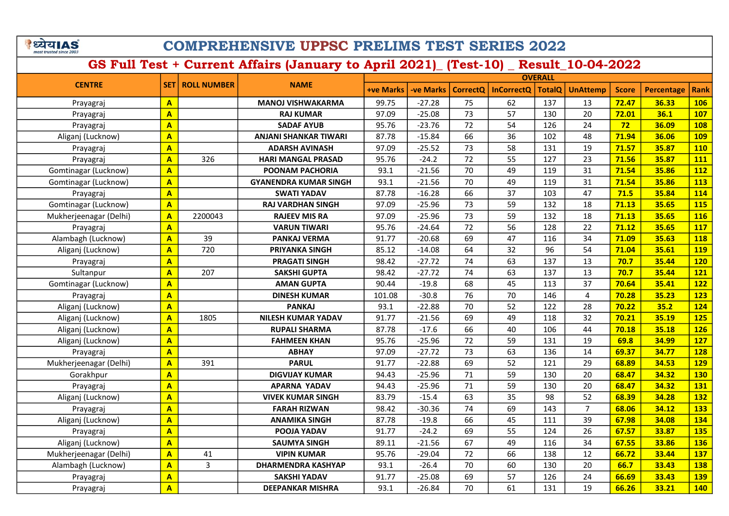# COMPREHENSIVE UPPSC PRELIMS TEST SERIES 2022

## GS Full Test + Current Affairs (January to April 2021)_ (Test-10) _ Result_10-04-2022

| CENTRE | SET | ROLL NUMBER | NAME | OVERALL | | | | | | | | |
|---|---|---|---|---|---|---|---|---|---|---|---|---|
| | | | | +ve Marks | -ve Marks | CorrectQ | InCorrectQ | TotalQ | UnAttemp | Score | Percentage | Rank |
| Prayagraj | A | | MANOJ VISHWAKARMA | 99.75 | -27.28 | 75 | 62 | 137 | 13 | 72.47 | 36.33 | 106 |
| Prayagraj | A | | RAJ KUMAR | 97.09 | -25.08 | 73 | 57 | 130 | 20 | 72.01 | 36.1 | 107 |
| Prayagraj | A | | SADAF AYUB | 95.76 | -23.76 | 72 | 54 | 126 | 24 | 72 | 36.09 | 108 |
| Aliganj (Lucknow) | A | | ANJANI SHANKAR TIWARI | 87.78 | -15.84 | 66 | 36 | 102 | 48 | 71.94 | 36.06 | 109 |
| Prayagraj | A | | ADARSH AVINASH | 97.09 | -25.52 | 73 | 58 | 131 | 19 | 71.57 | 35.87 | 110 |
| Prayagraj | A | 326 | HARI MANGAL PRASAD | 95.76 | -24.2 | 72 | 55 | 127 | 23 | 71.56 | 35.87 | 111 |
| Gomtinagar (Lucknow) | A | | POONAM PACHORIA | 93.1 | -21.56 | 70 | 49 | 119 | 31 | 71.54 | 35.86 | 112 |
| Gomtinagar (Lucknow) | A | | GYANENDRA KUMAR SINGH | 93.1 | -21.56 | 70 | 49 | 119 | 31 | 71.54 | 35.86 | 113 |
| Prayagraj | A | | SWATI YADAV | 87.78 | -16.28 | 66 | 37 | 103 | 47 | 71.5 | 35.84 | 114 |
| Gomtinagar (Lucknow) | A | | RAJ VARDHAN SINGH | 97.09 | -25.96 | 73 | 59 | 132 | 18 | 71.13 | 35.65 | 115 |
| Mukherjeenagar (Delhi) | A | 2200043 | RAJEEV MIS RA | 97.09 | -25.96 | 73 | 59 | 132 | 18 | 71.13 | 35.65 | 116 |
| Prayagraj | A | | VARUN TIWARI | 95.76 | -24.64 | 72 | 56 | 128 | 22 | 71.12 | 35.65 | 117 |
| Alambagh (Lucknow) | A | 39 | PANKAJ VERMA | 91.77 | -20.68 | 69 | 47 | 116 | 34 | 71.09 | 35.63 | 118 |
| Aliganj (Lucknow) | A | 720 | PRIYANKA SINGH | 85.12 | -14.08 | 64 | 32 | 96 | 54 | 71.04 | 35.61 | 119 |
| Prayagraj | A | | PRAGATI SINGH | 98.42 | -27.72 | 74 | 63 | 137 | 13 | 70.7 | 35.44 | 120 |
| Sultanpur | A | 207 | SAKSHI GUPTA | 98.42 | -27.72 | 74 | 63 | 137 | 13 | 70.7 | 35.44 | 121 |
| Gomtinagar (Lucknow) | A | | AMAN GUPTA | 90.44 | -19.8 | 68 | 45 | 113 | 37 | 70.64 | 35.41 | 122 |
| Prayagraj | A | | DINESH KUMAR | 101.08 | -30.8 | 76 | 70 | 146 | 4 | 70.28 | 35.23 | 123 |
| Aliganj (Lucknow) | A | | PANKAJ | 93.1 | -22.88 | 70 | 52 | 122 | 28 | 70.22 | 35.2 | 124 |
| Aliganj (Lucknow) | A | 1805 | NILESH KUMAR YADAV | 91.77 | -21.56 | 69 | 49 | 118 | 32 | 70.21 | 35.19 | 125 |
| Aliganj (Lucknow) | A | | RUPALI SHARMA | 87.78 | -17.6 | 66 | 40 | 106 | 44 | 70.18 | 35.18 | 126 |
| Aliganj (Lucknow) | A | | FAHMEEN KHAN | 95.76 | -25.96 | 72 | 59 | 131 | 19 | 69.8 | 34.99 | 127 |
| Prayagraj | A | | ABHAY | 97.09 | -27.72 | 73 | 63 | 136 | 14 | 69.37 | 34.77 | 128 |
| Mukherjeenagar (Delhi) | A | 391 | PARUL | 91.77 | -22.88 | 69 | 52 | 121 | 29 | 68.89 | 34.53 | 129 |
| Gorakhpur | A | | DIGVIJAY KUMAR | 94.43 | -25.96 | 71 | 59 | 130 | 20 | 68.47 | 34.32 | 130 |
| Prayagraj | A | | APARNA YADAV | 94.43 | -25.96 | 71 | 59 | 130 | 20 | 68.47 | 34.32 | 131 |
| Aliganj (Lucknow) | A | | VIVEK KUMAR SINGH | 83.79 | -15.4 | 63 | 35 | 98 | 52 | 68.39 | 34.28 | 132 |
| Prayagraj | A | | FARAH RIZWAN | 98.42 | -30.36 | 74 | 69 | 143 | 7 | 68.06 | 34.12 | 133 |
| Aliganj (Lucknow) | A | | ANAMIKA SINGH | 87.78 | -19.8 | 66 | 45 | 111 | 39 | 67.98 | 34.08 | 134 |
| Prayagraj | A | | POOJA YADAV | 91.77 | -24.2 | 69 | 55 | 124 | 26 | 67.57 | 33.87 | 135 |
| Aliganj (Lucknow) | A | | SAUMYA SINGH | 89.11 | -21.56 | 67 | 49 | 116 | 34 | 67.55 | 33.86 | 136 |
| Mukherjeenagar (Delhi) | A | 41 | VIPIN KUMAR | 95.76 | -29.04 | 72 | 66 | 138 | 12 | 66.72 | 33.44 | 137 |
| Alambagh (Lucknow) | A | 3 | DHARMENDRA KASHYAP | 93.1 | -26.4 | 70 | 60 | 130 | 20 | 66.7 | 33.43 | 138 |
| Prayagraj | A | | SAKSHI YADAV | 91.77 | -25.08 | 69 | 57 | 126 | 24 | 66.69 | 33.43 | 139 |
| Prayagraj | A | | DEEPANKAR MISHRA | 93.1 | -26.84 | 70 | 61 | 131 | 19 | 66.26 | 33.21 | 140 |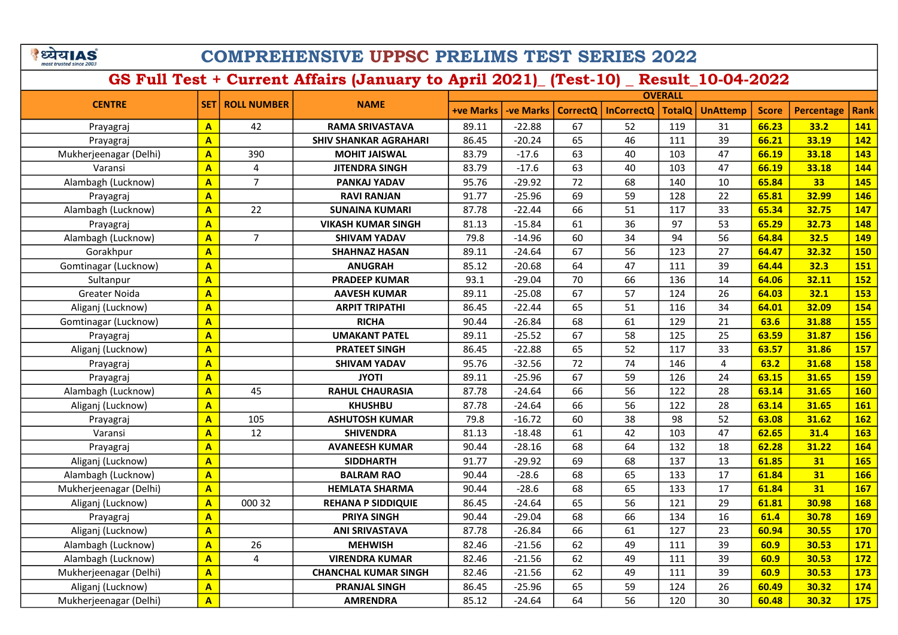# COMPREHENSIVE UPPSC PRELIMS TEST SERIES 2022

## GS Full Test + Current Affairs (January to April 2021)_ (Test-10) _ Result_10-04-2022

| CENTRE | SET | ROLL NUMBER | NAME | OVERALL | | | | | | | | |
|---|---|---|---|---|---|---|---|---|---|---|---|---|
| | | | | +ve Marks | -ve Marks | CorrectQ | InCorrectQ | TotalQ | UnAttemp | Score | Percentage | Rank |
| Prayagraj | A | 42 | RAMA SRIVASTAVA | 89.11 | -22.88 | 67 | 52 | 119 | 31 | 66.23 | 33.2 | 141 |
| Prayagraj | A | | SHIV SHANKAR AGRAHARI | 86.45 | -20.24 | 65 | 46 | 111 | 39 | 66.21 | 33.19 | 142 |
| Mukherjeenagar (Delhi) | A | 390 | MOHIT JAISWAL | 83.79 | -17.6 | 63 | 40 | 103 | 47 | 66.19 | 33.18 | 143 |
| Varansi | A | 4 | JITENDRA SINGH | 83.79 | -17.6 | 63 | 40 | 103 | 47 | 66.19 | 33.18 | 144 |
| Alambagh (Lucknow) | A | 7 | PANKAJ YADAV | 95.76 | -29.92 | 72 | 68 | 140 | 10 | 65.84 | 33 | 145 |
| Prayagraj | A | | RAVI RANJAN | 91.77 | -25.96 | 69 | 59 | 128 | 22 | 65.81 | 32.99 | 146 |
| Alambagh (Lucknow) | A | 22 | SUNAINA KUMARI | 87.78 | -22.44 | 66 | 51 | 117 | 33 | 65.34 | 32.75 | 147 |
| Prayagraj | A | | VIKASH KUMAR SINGH | 81.13 | -15.84 | 61 | 36 | 97 | 53 | 65.29 | 32.73 | 148 |
| Alambagh (Lucknow) | A | 7 | SHIVAM YADAV | 79.8 | -14.96 | 60 | 34 | 94 | 56 | 64.84 | 32.5 | 149 |
| Gorakhpur | A | | SHAHNAZ HASAN | 89.11 | -24.64 | 67 | 56 | 123 | 27 | 64.47 | 32.32 | 150 |
| Gomtinagar (Lucknow) | A | | ANUGRAH | 85.12 | -20.68 | 64 | 47 | 111 | 39 | 64.44 | 32.3 | 151 |
| Sultanpur | A | | PRADEEP KUMAR | 93.1 | -29.04 | 70 | 66 | 136 | 14 | 64.06 | 32.11 | 152 |
| Greater Noida | A | | AAVESH KUMAR | 89.11 | -25.08 | 67 | 57 | 124 | 26 | 64.03 | 32.1 | 153 |
| Aliganj (Lucknow) | A | | ARPIT TRIPATHI | 86.45 | -22.44 | 65 | 51 | 116 | 34 | 64.01 | 32.09 | 154 |
| Gomtinagar (Lucknow) | A | | RICHA | 90.44 | -26.84 | 68 | 61 | 129 | 21 | 63.6 | 31.88 | 155 |
| Prayagraj | A | | UMAKANT PATEL | 89.11 | -25.52 | 67 | 58 | 125 | 25 | 63.59 | 31.87 | 156 |
| Aliganj (Lucknow) | A | | PRATEET SINGH | 86.45 | -22.88 | 65 | 52 | 117 | 33 | 63.57 | 31.86 | 157 |
| Prayagraj | A | | SHIVAM YADAV | 95.76 | -32.56 | 72 | 74 | 146 | 4 | 63.2 | 31.68 | 158 |
| Prayagraj | A | | JYOTI | 89.11 | -25.96 | 67 | 59 | 126 | 24 | 63.15 | 31.65 | 159 |
| Alambagh (Lucknow) | A | 45 | RAHUL CHAURASIA | 87.78 | -24.64 | 66 | 56 | 122 | 28 | 63.14 | 31.65 | 160 |
| Aliganj (Lucknow) | A | | KHUSHBU | 87.78 | -24.64 | 66 | 56 | 122 | 28 | 63.14 | 31.65 | 161 |
| Prayagraj | A | 105 | ASHUTOSH KUMAR | 79.8 | -16.72 | 60 | 38 | 98 | 52 | 63.08 | 31.62 | 162 |
| Varansi | A | 12 | SHIVENDRA | 81.13 | -18.48 | 61 | 42 | 103 | 47 | 62.65 | 31.4 | 163 |
| Prayagraj | A | | AVANEESH KUMAR | 90.44 | -28.16 | 68 | 64 | 132 | 18 | 62.28 | 31.22 | 164 |
| Aliganj (Lucknow) | A | | SIDDHARTH | 91.77 | -29.92 | 69 | 68 | 137 | 13 | 61.85 | 31 | 165 |
| Alambagh (Lucknow) | A | | BALRAM RAO | 90.44 | -28.6 | 68 | 65 | 133 | 17 | 61.84 | 31 | 166 |
| Mukherjeenagar (Delhi) | A | | HEMLATA SHARMA | 90.44 | -28.6 | 68 | 65 | 133 | 17 | 61.84 | 31 | 167 |
| Aliganj (Lucknow) | A | 000 32 | REHANA P SIDDIQUIE | 86.45 | -24.64 | 65 | 56 | 121 | 29 | 61.81 | 30.98 | 168 |
| Prayagraj | A | | PRIYA SINGH | 90.44 | -29.04 | 68 | 66 | 134 | 16 | 61.4 | 30.78 | 169 |
| Aliganj (Lucknow) | A | | ANI SRIVASTAVA | 87.78 | -26.84 | 66 | 61 | 127 | 23 | 60.94 | 30.55 | 170 |
| Alambagh (Lucknow) | A | 26 | MEHWISH | 82.46 | -21.56 | 62 | 49 | 111 | 39 | 60.9 | 30.53 | 171 |
| Alambagh (Lucknow) | A | 4 | VIRENDRA KUMAR | 82.46 | -21.56 | 62 | 49 | 111 | 39 | 60.9 | 30.53 | 172 |
| Mukherjeenagar (Delhi) | A | | CHANCHAL KUMAR SINGH | 82.46 | -21.56 | 62 | 49 | 111 | 39 | 60.9 | 30.53 | 173 |
| Aliganj (Lucknow) | A | | PRANJAL SINGH | 86.45 | -25.96 | 65 | 59 | 124 | 26 | 60.49 | 30.32 | 174 |
| Mukherjeenagar (Delhi) | A | | AMRENDRA | 85.12 | -24.64 | 64 | 56 | 120 | 30 | 60.48 | 30.32 | 175 |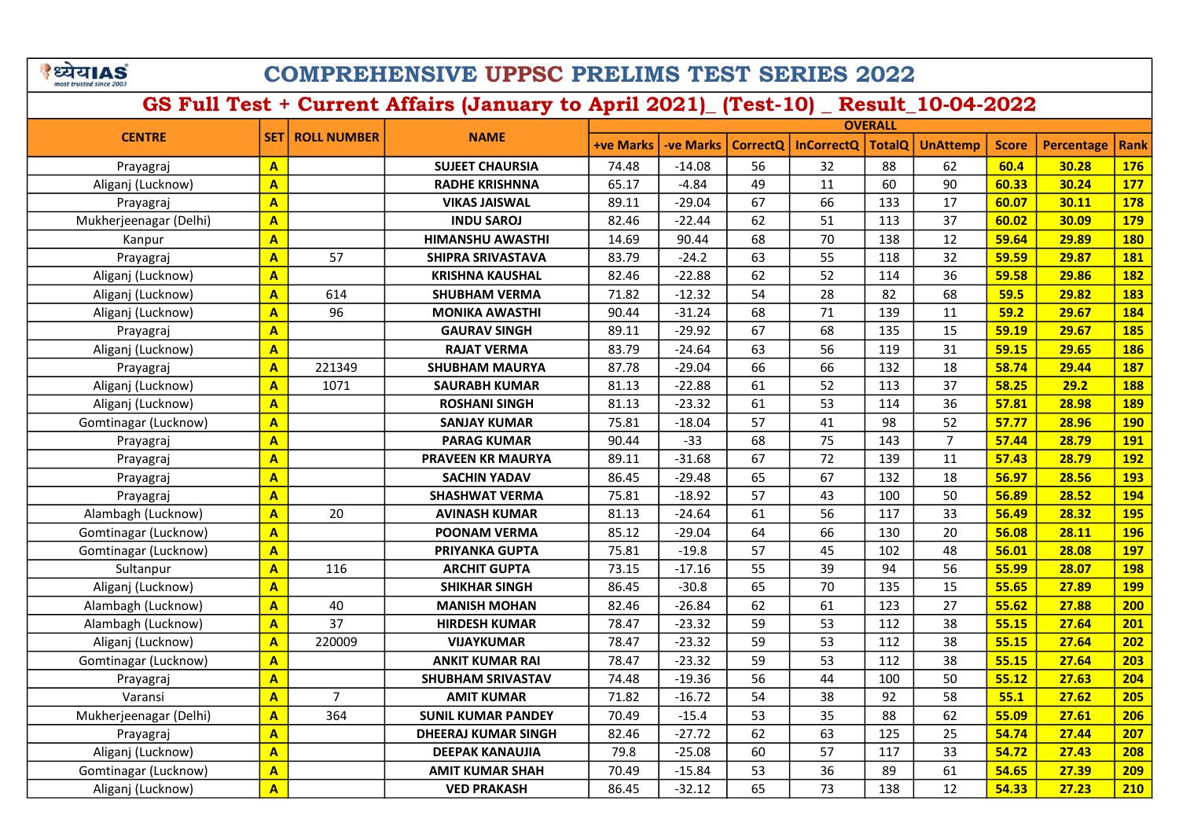# COMPREHENSIVE UPPSC PRELIMS TEST SERIES 2022

## GS Full Test + Current Affairs (January to April 2021)_ (Test-10) _ Result_10-04-2022

| CENTRE | SET | ROLL NUMBER | NAME | OVERALL | | | | | | | | |
|---|---|---|---|---|---|---|---|---|---|---|---|---|
| | | | | +ve Marks | -ve Marks | CorrectQ | InCorrectQ | TotalQ | UnAttemp | Score | Percentage | Rank |
| Prayagraj | A | | SUJEET CHAURSIA | 74.48 | -14.08 | 56 | 32 | 88 | 62 | 60.4 | 30.28 | 176 |
| Aliganj (Lucknow) | A | | RADHE KRISHNNA | 65.17 | -4.84 | 49 | 11 | 60 | 90 | 60.33 | 30.24 | 177 |
| Prayagraj | A | | VIKAS JAISWAL | 89.11 | -29.04 | 67 | 66 | 133 | 17 | 60.07 | 30.11 | 178 |
| Mukherjeenagar (Delhi) | A | | INDU SAROJ | 82.46 | -22.44 | 62 | 51 | 113 | 37 | 60.02 | 30.09 | 179 |
| Kanpur | A | | HIMANSHU AWASTHI | 14.69 | 90.44 | 68 | 70 | 138 | 12 | 59.64 | 29.89 | 180 |
| Prayagraj | A | 57 | SHIPRA SRIVASTAVA | 83.79 | -24.2 | 63 | 55 | 118 | 32 | 59.59 | 29.87 | 181 |
| Aliganj (Lucknow) | A | | KRISHNA KAUSHAL | 82.46 | -22.88 | 62 | 52 | 114 | 36 | 59.58 | 29.86 | 182 |
| Aliganj (Lucknow) | A | 614 | SHUBHAM VERMA | 71.82 | -12.32 | 54 | 28 | 82 | 68 | 59.5 | 29.82 | 183 |
| Aliganj (Lucknow) | A | 96 | MONIKA AWASTHI | 90.44 | -31.24 | 68 | 71 | 139 | 11 | 59.2 | 29.67 | 184 |
| Prayagraj | A | | GAURAV SINGH | 89.11 | -29.92 | 67 | 68 | 135 | 15 | 59.19 | 29.67 | 185 |
| Aliganj (Lucknow) | A | | RAJAT VERMA | 83.79 | -24.64 | 63 | 56 | 119 | 31 | 59.15 | 29.65 | 186 |
| Prayagraj | A | 221349 | SHUBHAM MAURYA | 87.78 | -29.04 | 66 | 66 | 132 | 18 | 58.74 | 29.44 | 187 |
| Aliganj (Lucknow) | A | 1071 | SAURABH KUMAR | 81.13 | -22.88 | 61 | 52 | 113 | 37 | 58.25 | 29.2 | 188 |
| Aliganj (Lucknow) | A | | ROSHANI SINGH | 81.13 | -23.32 | 61 | 53 | 114 | 36 | 57.81 | 28.98 | 189 |
| Gomtinagar (Lucknow) | A | | SANJAY KUMAR | 75.81 | -18.04 | 57 | 41 | 98 | 52 | 57.77 | 28.96 | 190 |
| Prayagraj | A | | PARAG KUMAR | 90.44 | -33 | 68 | 75 | 143 | 7 | 57.44 | 28.79 | 191 |
| Prayagraj | A | | PRAVEEN KR MAURYA | 89.11 | -31.68 | 67 | 72 | 139 | 11 | 57.43 | 28.79 | 192 |
| Prayagraj | A | | SACHIN YADAV | 86.45 | -29.48 | 65 | 67 | 132 | 18 | 56.97 | 28.56 | 193 |
| Prayagraj | A | | SHASHWAT VERMA | 75.81 | -18.92 | 57 | 43 | 100 | 50 | 56.89 | 28.52 | 194 |
| Alambagh (Lucknow) | A | 20 | AVINASH KUMAR | 81.13 | -24.64 | 61 | 56 | 117 | 33 | 56.49 | 28.32 | 195 |
| Gomtinagar (Lucknow) | A | | POONAM VERMA | 85.12 | -29.04 | 64 | 66 | 130 | 20 | 56.08 | 28.11 | 196 |
| Gomtinagar (Lucknow) | A | | PRIYANKA GUPTA | 75.81 | -19.8 | 57 | 45 | 102 | 48 | 56.01 | 28.08 | 197 |
| Sultanpur | A | 116 | ARCHIT GUPTA | 73.15 | -17.16 | 55 | 39 | 94 | 56 | 55.99 | 28.07 | 198 |
| Aliganj (Lucknow) | A | | SHIKHAR SINGH | 86.45 | -30.8 | 65 | 70 | 135 | 15 | 55.65 | 27.89 | 199 |
| Alambagh (Lucknow) | A | 40 | MANISH MOHAN | 82.46 | -26.84 | 62 | 61 | 123 | 27 | 55.62 | 27.88 | 200 |
| Alambagh (Lucknow) | A | 37 | HIRDESH KUMAR | 78.47 | -23.32 | 59 | 53 | 112 | 38 | 55.15 | 27.64 | 201 |
| Aliganj (Lucknow) | A | 220009 | VIJAYKUMAR | 78.47 | -23.32 | 59 | 53 | 112 | 38 | 55.15 | 27.64 | 202 |
| Gomtinagar (Lucknow) | A | | ANKIT KUMAR RAI | 78.47 | -23.32 | 59 | 53 | 112 | 38 | 55.15 | 27.64 | 203 |
| Prayagraj | A | | SHUBHAM SRIVASTAV | 74.48 | -19.36 | 56 | 44 | 100 | 50 | 55.12 | 27.63 | 204 |
| Varansi | A | 7 | AMIT KUMAR | 71.82 | -16.72 | 54 | 38 | 92 | 58 | 55.1 | 27.62 | 205 |
| Mukherjeenagar (Delhi) | A | 364 | SUNIL KUMAR PANDEY | 70.49 | -15.4 | 53 | 35 | 88 | 62 | 55.09 | 27.61 | 206 |
| Prayagraj | A | | DHEERAJ KUMAR SINGH | 82.46 | -27.72 | 62 | 63 | 125 | 25 | 54.74 | 27.44 | 207 |
| Aliganj (Lucknow) | A | | DEEPAK KANAUJIA | 79.8 | -25.08 | 60 | 57 | 117 | 33 | 54.72 | 27.43 | 208 |
| Gomtinagar (Lucknow) | A | | AMIT KUMAR SHAH | 70.49 | -15.84 | 53 | 36 | 89 | 61 | 54.65 | 27.39 | 209 |
| Aliganj (Lucknow) | A | | VED PRAKASH | 86.45 | -32.12 | 65 | 73 | 138 | 12 | 54.33 | 27.23 | 210 |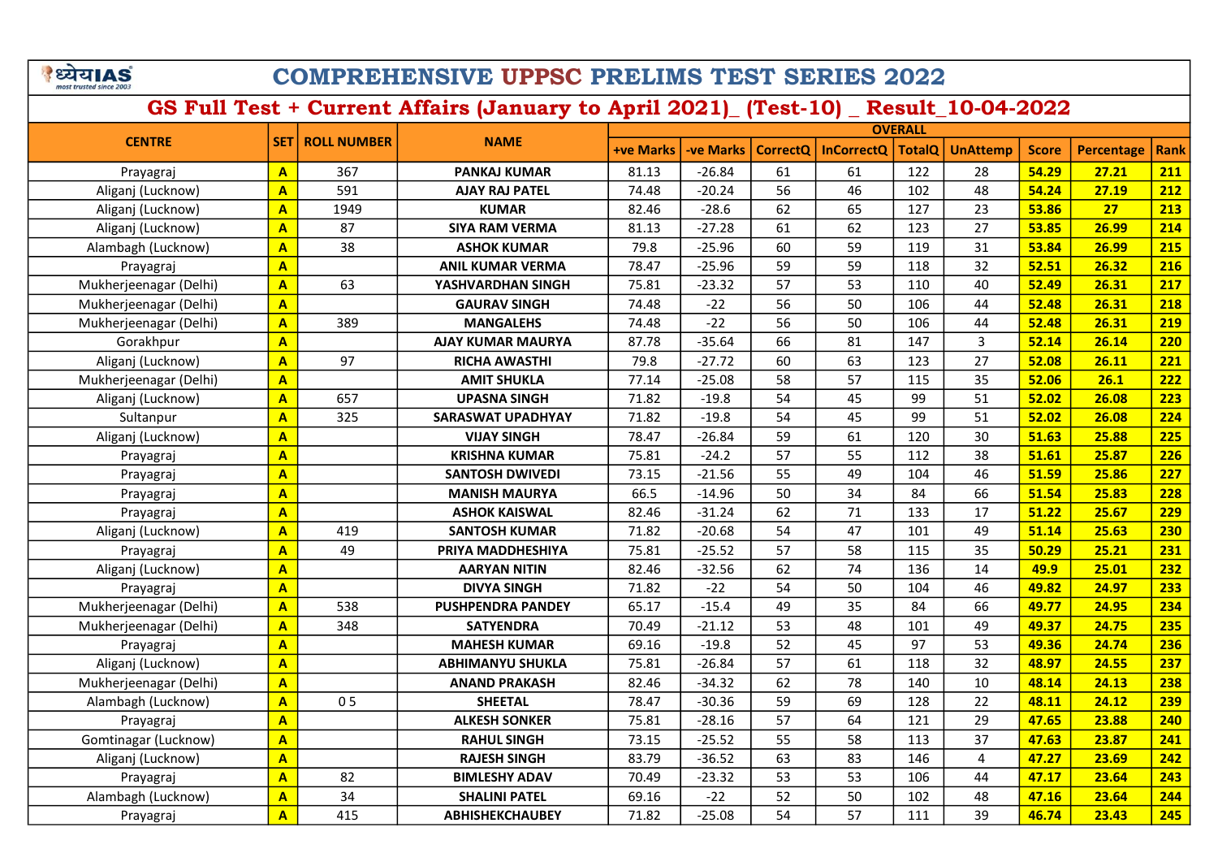# COMPREHENSIVE UPPSC PRELIMS TEST SERIES 2022

## GS Full Test + Current Affairs (January to April 2021)_ (Test-10) _ Result_10-04-2022

| CENTRE | SET | ROLL NUMBER | NAME | OVERALL | | | | | | | | |
|---|---|---|---|---|---|---|---|---|---|---|---|---|
| | | | | +ve Marks | -ve Marks | CorrectQ | InCorrectQ | TotalQ | UnAttemp | Score | Percentage | Rank |
| Prayagraj | A | 367 | PANKAJ KUMAR | 81.13 | -26.84 | 61 | 61 | 122 | 28 | 54.29 | 27.21 | 211 |
| Aliganj (Lucknow) | A | 591 | AJAY RAJ PATEL | 74.48 | -20.24 | 56 | 46 | 102 | 48 | 54.24 | 27.19 | 212 |
| Aliganj (Lucknow) | A | 1949 | KUMAR | 82.46 | -28.6 | 62 | 65 | 127 | 23 | 53.86 | 27 | 213 |
| Aliganj (Lucknow) | A | 87 | SIYA RAM VERMA | 81.13 | -27.28 | 61 | 62 | 123 | 27 | 53.85 | 26.99 | 214 |
| Alambagh (Lucknow) | A | 38 | ASHOK KUMAR | 79.8 | -25.96 | 60 | 59 | 119 | 31 | 53.84 | 26.99 | 215 |
| Prayagraj | A | | ANIL KUMAR VERMA | 78.47 | -25.96 | 59 | 59 | 118 | 32 | 52.51 | 26.32 | 216 |
| Mukherjeenagar (Delhi) | A | 63 | YASHVARDHAN SINGH | 75.81 | -23.32 | 57 | 53 | 110 | 40 | 52.49 | 26.31 | 217 |
| Mukherjeenagar (Delhi) | A | | GAURAV SINGH | 74.48 | -22 | 56 | 50 | 106 | 44 | 52.48 | 26.31 | 218 |
| Mukherjeenagar (Delhi) | A | 389 | MANGALEHS | 74.48 | -22 | 56 | 50 | 106 | 44 | 52.48 | 26.31 | 219 |
| Gorakhpur | A | | AJAY KUMAR MAURYA | 87.78 | -35.64 | 66 | 81 | 147 | 3 | 52.14 | 26.14 | 220 |
| Aliganj (Lucknow) | A | 97 | RICHA AWASTHI | 79.8 | -27.72 | 60 | 63 | 123 | 27 | 52.08 | 26.11 | 221 |
| Mukherjeenagar (Delhi) | A | | AMIT SHUKLA | 77.14 | -25.08 | 58 | 57 | 115 | 35 | 52.06 | 26.1 | 222 |
| Aliganj (Lucknow) | A | 657 | UPASNA SINGH | 71.82 | -19.8 | 54 | 45 | 99 | 51 | 52.02 | 26.08 | 223 |
| Sultanpur | A | 325 | SARASWAT UPADHYAY | 71.82 | -19.8 | 54 | 45 | 99 | 51 | 52.02 | 26.08 | 224 |
| Aliganj (Lucknow) | A | | VIJAY SINGH | 78.47 | -26.84 | 59 | 61 | 120 | 30 | 51.63 | 25.88 | 225 |
| Prayagraj | A | | KRISHNA KUMAR | 75.81 | -24.2 | 57 | 55 | 112 | 38 | 51.61 | 25.87 | 226 |
| Prayagraj | A | | SANTOSH DWIVEDI | 73.15 | -21.56 | 55 | 49 | 104 | 46 | 51.59 | 25.86 | 227 |
| Prayagraj | A | | MANISH MAURYA | 66.5 | -14.96 | 50 | 34 | 84 | 66 | 51.54 | 25.83 | 228 |
| Prayagraj | A | | ASHOK KAISWAL | 82.46 | -31.24 | 62 | 71 | 133 | 17 | 51.22 | 25.67 | 229 |
| Aliganj (Lucknow) | A | 419 | SANTOSH KUMAR | 71.82 | -20.68 | 54 | 47 | 101 | 49 | 51.14 | 25.63 | 230 |
| Prayagraj | A | 49 | PRIYA MADDHESHIYA | 75.81 | -25.52 | 57 | 58 | 115 | 35 | 50.29 | 25.21 | 231 |
| Aliganj (Lucknow) | A | | AARYAN NITIN | 82.46 | -32.56 | 62 | 74 | 136 | 14 | 49.9 | 25.01 | 232 |
| Prayagraj | A | | DIVYA SINGH | 71.82 | -22 | 54 | 50 | 104 | 46 | 49.82 | 24.97 | 233 |
| Mukherjeenagar (Delhi) | A | 538 | PUSHPENDRA PANDEY | 65.17 | -15.4 | 49 | 35 | 84 | 66 | 49.77 | 24.95 | 234 |
| Mukherjeenagar (Delhi) | A | 348 | SATYENDRA | 70.49 | -21.12 | 53 | 48 | 101 | 49 | 49.37 | 24.75 | 235 |
| Prayagraj | A | | MAHESH KUMAR | 69.16 | -19.8 | 52 | 45 | 97 | 53 | 49.36 | 24.74 | 236 |
| Aliganj (Lucknow) | A | | ABHIMANYU SHUKLA | 75.81 | -26.84 | 57 | 61 | 118 | 32 | 48.97 | 24.55 | 237 |
| Mukherjeenagar (Delhi) | A | | ANAND PRAKASH | 82.46 | -34.32 | 62 | 78 | 140 | 10 | 48.14 | 24.13 | 238 |
| Alambagh (Lucknow) | A | 0 5 | SHEETAL | 78.47 | -30.36 | 59 | 69 | 128 | 22 | 48.11 | 24.12 | 239 |
| Prayagraj | A | | ALKESH SONKER | 75.81 | -28.16 | 57 | 64 | 121 | 29 | 47.65 | 23.88 | 240 |
| Gomtinagar (Lucknow) | A | | RAHUL SINGH | 73.15 | -25.52 | 55 | 58 | 113 | 37 | 47.63 | 23.87 | 241 |
| Aliganj (Lucknow) | A | | RAJESH SINGH | 83.79 | -36.52 | 63 | 83 | 146 | 4 | 47.27 | 23.69 | 242 |
| Prayagraj | A | 82 | BIMLESHY ADAV | 70.49 | -23.32 | 53 | 53 | 106 | 44 | 47.17 | 23.64 | 243 |
| Alambagh (Lucknow) | A | 34 | SHALINI PATEL | 69.16 | -22 | 52 | 50 | 102 | 48 | 47.16 | 23.64 | 244 |
| Prayagraj | A | 415 | ABHISHEKCHAUBEY | 71.82 | -25.08 | 54 | 57 | 111 | 39 | 46.74 | 23.43 | 245 |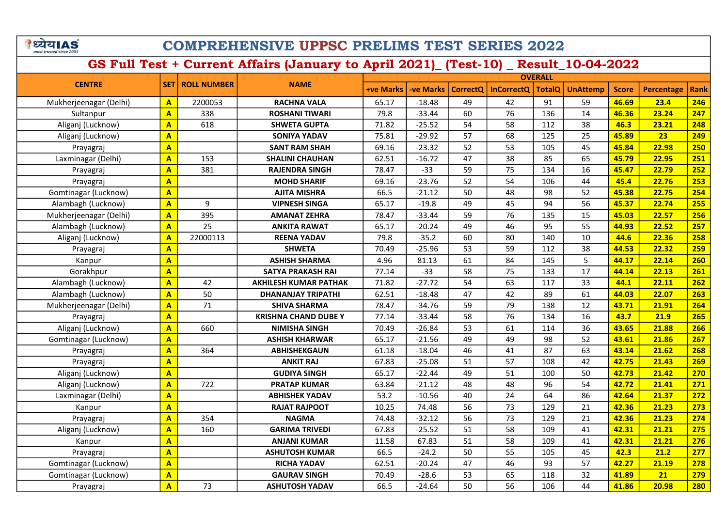# COMPREHENSIVE UPPSC PRELIMS TEST SERIES 2022

## GS Full Test + Current Affairs (January to April 2021)_ (Test-10) _ Result_10-04-2022

| CENTRE | SET | ROLL NUMBER | NAME | OVERALL | | | | | | | | |
|---|---|---|---|---|---|---|---|---|---|---|---|---|
| | | | | +ve Marks | -ve Marks | CorrectQ | InCorrectQ | TotalQ | UnAttemp | Score | Percentage | Rank |
| Mukherjeenagar (Delhi) | A | 2200053 | RACHNA VALA | 65.17 | -18.48 | 49 | 42 | 91 | 59 | 46.69 | 23.4 | 246 |
| Sultanpur | A | 338 | ROSHANI TIWARI | 79.8 | -33.44 | 60 | 76 | 136 | 14 | 46.36 | 23.24 | 247 |
| Aliganj (Lucknow) | A | 618 | SHWETA GUPTA | 71.82 | -25.52 | 54 | 58 | 112 | 38 | 46.3 | 23.21 | 248 |
| Aliganj (Lucknow) | A | | SONIYA YADAV | 75.81 | -29.92 | 57 | 68 | 125 | 25 | 45.89 | 23 | 249 |
| Prayagraj | A | | SANT RAM SHAH | 69.16 | -23.32 | 52 | 53 | 105 | 45 | 45.84 | 22.98 | 250 |
| Laxminagar (Delhi) | A | 153 | SHALINI CHAUHAN | 62.51 | -16.72 | 47 | 38 | 85 | 65 | 45.79 | 22.95 | 251 |
| Prayagraj | A | 381 | RAJENDRA SINGH | 78.47 | -33 | 59 | 75 | 134 | 16 | 45.47 | 22.79 | 252 |
| Prayagraj | A | | MOHD SHARIF | 69.16 | -23.76 | 52 | 54 | 106 | 44 | 45.4 | 22.76 | 253 |
| Gomtinagar (Lucknow) | A | | AJITA MISHRA | 66.5 | -21.12 | 50 | 48 | 98 | 52 | 45.38 | 22.75 | 254 |
| Alambagh (Lucknow) | A | 9 | VIPNESH SINGA | 65.17 | -19.8 | 49 | 45 | 94 | 56 | 45.37 | 22.74 | 255 |
| Mukherjeenagar (Delhi) | A | 395 | AMANAT ZEHRA | 78.47 | -33.44 | 59 | 76 | 135 | 15 | 45.03 | 22.57 | 256 |
| Alambagh (Lucknow) | A | 25 | ANKITA RAWAT | 65.17 | -20.24 | 49 | 46 | 95 | 55 | 44.93 | 22.52 | 257 |
| Aliganj (Lucknow) | A | 22000113 | REENA YADAV | 79.8 | -35.2 | 60 | 80 | 140 | 10 | 44.6 | 22.36 | 258 |
| Prayagraj | A | | SHWETA | 70.49 | -25.96 | 53 | 59 | 112 | 38 | 44.53 | 22.32 | 259 |
| Kanpur | A | | ASHISH SHARMA | 4.96 | 81.13 | 61 | 84 | 145 | 5 | 44.17 | 22.14 | 260 |
| Gorakhpur | A | | SATYA PRAKASH RAI | 77.14 | -33 | 58 | 75 | 133 | 17 | 44.14 | 22.13 | 261 |
| Alambagh (Lucknow) | A | 42 | AKHILESH KUMAR PATHAK | 71.82 | -27.72 | 54 | 63 | 117 | 33 | 44.1 | 22.11 | 262 |
| Alambagh (Lucknow) | A | 50 | DHANANJAY TRIPATHI | 62.51 | -18.48 | 47 | 42 | 89 | 61 | 44.03 | 22.07 | 263 |
| Mukherjeenagar (Delhi) | A | 71 | SHIVA SHARMA | 78.47 | -34.76 | 59 | 79 | 138 | 12 | 43.71 | 21.91 | 264 |
| Prayagraj | A | | KRISHNA CHAND DUBE Y | 77.14 | -33.44 | 58 | 76 | 134 | 16 | 43.7 | 21.9 | 265 |
| Aliganj (Lucknow) | A | 660 | NIMISHA SINGH | 70.49 | -26.84 | 53 | 61 | 114 | 36 | 43.65 | 21.88 | 266 |
| Gomtinagar (Lucknow) | A | | ASHISH KHARWAR | 65.17 | -21.56 | 49 | 49 | 98 | 52 | 43.61 | 21.86 | 267 |
| Prayagraj | A | 364 | ABHISHEKGAUN | 61.18 | -18.04 | 46 | 41 | 87 | 63 | 43.14 | 21.62 | 268 |
| Prayagraj | A | | ANKIT RAJ | 67.83 | -25.08 | 51 | 57 | 108 | 42 | 42.75 | 21.43 | 269 |
| Aliganj (Lucknow) | A | | GUDIYA SINGH | 65.17 | -22.44 | 49 | 51 | 100 | 50 | 42.73 | 21.42 | 270 |
| Aliganj (Lucknow) | A | 722 | PRATAP KUMAR | 63.84 | -21.12 | 48 | 48 | 96 | 54 | 42.72 | 21.41 | 271 |
| Laxminagar (Delhi) | A | | ABHISHEK YADAV | 53.2 | -10.56 | 40 | 24 | 64 | 86 | 42.64 | 21.37 | 272 |
| Kanpur | A | | RAJAT RAJPOOT | 10.25 | 74.48 | 56 | 73 | 129 | 21 | 42.36 | 21.23 | 273 |
| Prayagraj | A | 354 | NAGMA | 74.48 | -32.12 | 56 | 73 | 129 | 21 | 42.36 | 21.23 | 274 |
| Aliganj (Lucknow) | A | 160 | GARIMA TRIVEDI | 67.83 | -25.52 | 51 | 58 | 109 | 41 | 42.31 | 21.21 | 275 |
| Kanpur | A | | ANJANI KUMAR | 11.58 | 67.83 | 51 | 58 | 109 | 41 | 42.31 | 21.21 | 276 |
| Prayagraj | A | | ASHUTOSH KUMAR | 66.5 | -24.2 | 50 | 55 | 105 | 45 | 42.3 | 21.2 | 277 |
| Gomtinagar (Lucknow) | A | | RICHA YADAV | 62.51 | -20.24 | 47 | 46 | 93 | 57 | 42.27 | 21.19 | 278 |
| Gomtinagar (Lucknow) | A | | GAURAV SINGH | 70.49 | -28.6 | 53 | 65 | 118 | 32 | 41.89 | 21 | 279 |
| Prayagraj | A | 73 | ASHUTOSH YADAV | 66.5 | -24.64 | 50 | 56 | 106 | 44 | 41.86 | 20.98 | 280 |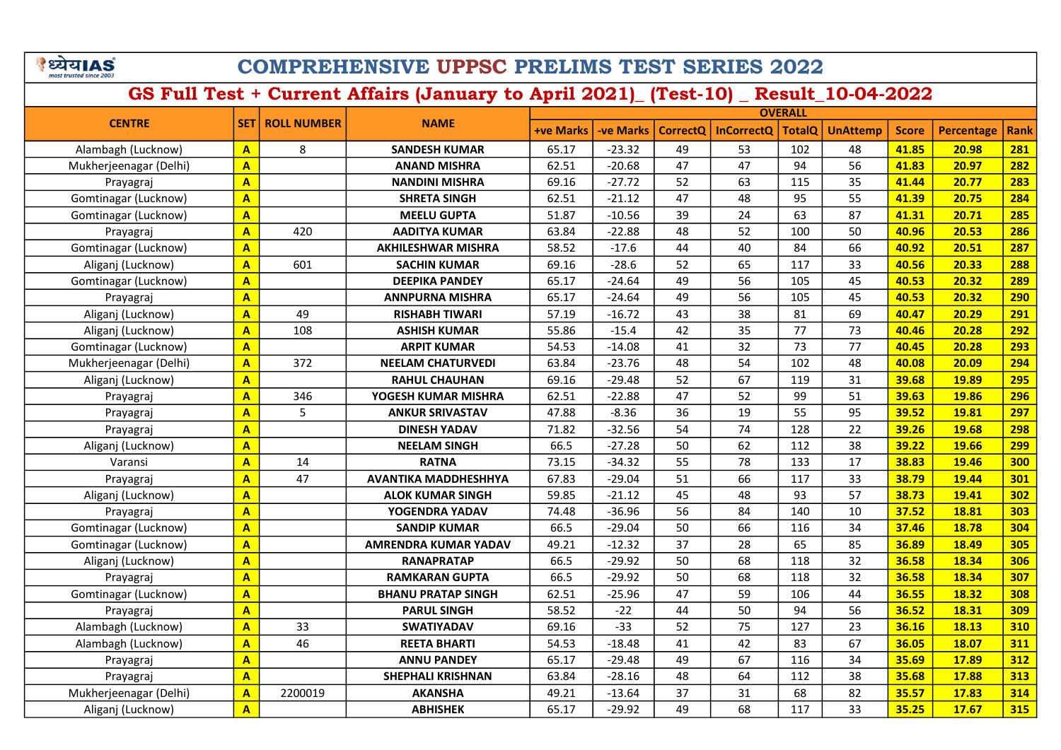# COMPREHENSIVE UPPSC PRELIMS TEST SERIES 2022

## GS Full Test + Current Affairs (January to April 2021)_ (Test-10) _ Result_10-04-2022

| CENTRE | SET | ROLL NUMBER | NAME | OVERALL | | | | | | | | |
|---|---|---|---|---|---|---|---|---|---|---|---|---|
| | | | | +ve Marks | -ve Marks | CorrectQ | InCorrectQ | TotalQ | UnAttemp | Score | Percentage | Rank |
| Alambagh (Lucknow) | A | 8 | SANDESH KUMAR | 65.17 | -23.32 | 49 | 53 | 102 | 48 | 41.85 | 20.98 | 281 |
| Mukherjeenagar (Delhi) | A | | ANAND MISHRA | 62.51 | -20.68 | 47 | 47 | 94 | 56 | 41.83 | 20.97 | 282 |
| Prayagraj | A | | NANDINI MISHRA | 69.16 | -27.72 | 52 | 63 | 115 | 35 | 41.44 | 20.77 | 283 |
| Gomtinagar (Lucknow) | A | | SHRETA SINGH | 62.51 | -21.12 | 47 | 48 | 95 | 55 | 41.39 | 20.75 | 284 |
| Gomtinagar (Lucknow) | A | | MEELU GUPTA | 51.87 | -10.56 | 39 | 24 | 63 | 87 | 41.31 | 20.71 | 285 |
| Prayagraj | A | 420 | AADITYA KUMAR | 63.84 | -22.88 | 48 | 52 | 100 | 50 | 40.96 | 20.53 | 286 |
| Gomtinagar (Lucknow) | A | | AKHILESHWAR MISHRA | 58.52 | -17.6 | 44 | 40 | 84 | 66 | 40.92 | 20.51 | 287 |
| Aliganj (Lucknow) | A | 601 | SACHIN KUMAR | 69.16 | -28.6 | 52 | 65 | 117 | 33 | 40.56 | 20.33 | 288 |
| Gomtinagar (Lucknow) | A | | DEEPIKA PANDEY | 65.17 | -24.64 | 49 | 56 | 105 | 45 | 40.53 | 20.32 | 289 |
| Prayagraj | A | | ANNPURNA MISHRA | 65.17 | -24.64 | 49 | 56 | 105 | 45 | 40.53 | 20.32 | 290 |
| Aliganj (Lucknow) | A | 49 | RISHABH TIWARI | 57.19 | -16.72 | 43 | 38 | 81 | 69 | 40.47 | 20.29 | 291 |
| Aliganj (Lucknow) | A | 108 | ASHISH KUMAR | 55.86 | -15.4 | 42 | 35 | 77 | 73 | 40.46 | 20.28 | 292 |
| Gomtinagar (Lucknow) | A | | ARPIT KUMAR | 54.53 | -14.08 | 41 | 32 | 73 | 77 | 40.45 | 20.28 | 293 |
| Mukherjeenagar (Delhi) | A | 372 | NEELAM CHATURVEDI | 63.84 | -23.76 | 48 | 54 | 102 | 48 | 40.08 | 20.09 | 294 |
| Aliganj (Lucknow) | A | | RAHUL CHAUHAN | 69.16 | -29.48 | 52 | 67 | 119 | 31 | 39.68 | 19.89 | 295 |
| Prayagraj | A | 346 | YOGESH KUMAR MISHRA | 62.51 | -22.88 | 47 | 52 | 99 | 51 | 39.63 | 19.86 | 296 |
| Prayagraj | A | 5 | ANKUR SRIVASTAV | 47.88 | -8.36 | 36 | 19 | 55 | 95 | 39.52 | 19.81 | 297 |
| Prayagraj | A | | DINESH YADAV | 71.82 | -32.56 | 54 | 74 | 128 | 22 | 39.26 | 19.68 | 298 |
| Aliganj (Lucknow) | A | | NEELAM SINGH | 66.5 | -27.28 | 50 | 62 | 112 | 38 | 39.22 | 19.66 | 299 |
| Varansi | A | 14 | RATNA | 73.15 | -34.32 | 55 | 78 | 133 | 17 | 38.83 | 19.46 | 300 |
| Prayagraj | A | 47 | AVANTIKA MADDHESHHYA | 67.83 | -29.04 | 51 | 66 | 117 | 33 | 38.79 | 19.44 | 301 |
| Aliganj (Lucknow) | A | | ALOK KUMAR SINGH | 59.85 | -21.12 | 45 | 48 | 93 | 57 | 38.73 | 19.41 | 302 |
| Prayagraj | A | | YOGENDRA YADAV | 74.48 | -36.96 | 56 | 84 | 140 | 10 | 37.52 | 18.81 | 303 |
| Gomtinagar (Lucknow) | A | | SANDIP KUMAR | 66.5 | -29.04 | 50 | 66 | 116 | 34 | 37.46 | 18.78 | 304 |
| Gomtinagar (Lucknow) | A | | AMRENDRA KUMAR YADAV | 49.21 | -12.32 | 37 | 28 | 65 | 85 | 36.89 | 18.49 | 305 |
| Aliganj (Lucknow) | A | | RANAPRATAP | 66.5 | -29.92 | 50 | 68 | 118 | 32 | 36.58 | 18.34 | 306 |
| Prayagraj | A | | RAMKARAN GUPTA | 66.5 | -29.92 | 50 | 68 | 118 | 32 | 36.58 | 18.34 | 307 |
| Gomtinagar (Lucknow) | A | | BHANU PRATAP SINGH | 62.51 | -25.96 | 47 | 59 | 106 | 44 | 36.55 | 18.32 | 308 |
| Prayagraj | A | | PARUL SINGH | 58.52 | -22 | 44 | 50 | 94 | 56 | 36.52 | 18.31 | 309 |
| Alambagh (Lucknow) | A | 33 | SWATIYADAV | 69.16 | -33 | 52 | 75 | 127 | 23 | 36.16 | 18.13 | 310 |
| Alambagh (Lucknow) | A | 46 | REETA BHARTI | 54.53 | -18.48 | 41 | 42 | 83 | 67 | 36.05 | 18.07 | 311 |
| Prayagraj | A | | ANNU PANDEY | 65.17 | -29.48 | 49 | 67 | 116 | 34 | 35.69 | 17.89 | 312 |
| Prayagraj | A | | SHEPHALI KRISHNAN | 63.84 | -28.16 | 48 | 64 | 112 | 38 | 35.68 | 17.88 | 313 |
| Mukherjeenagar (Delhi) | A | 2200019 | AKANSHA | 49.21 | -13.64 | 37 | 31 | 68 | 82 | 35.57 | 17.83 | 314 |
| Aliganj (Lucknow) | A | | ABHISHEK | 65.17 | -29.92 | 49 | 68 | 117 | 33 | 35.25 | 17.67 | 315 |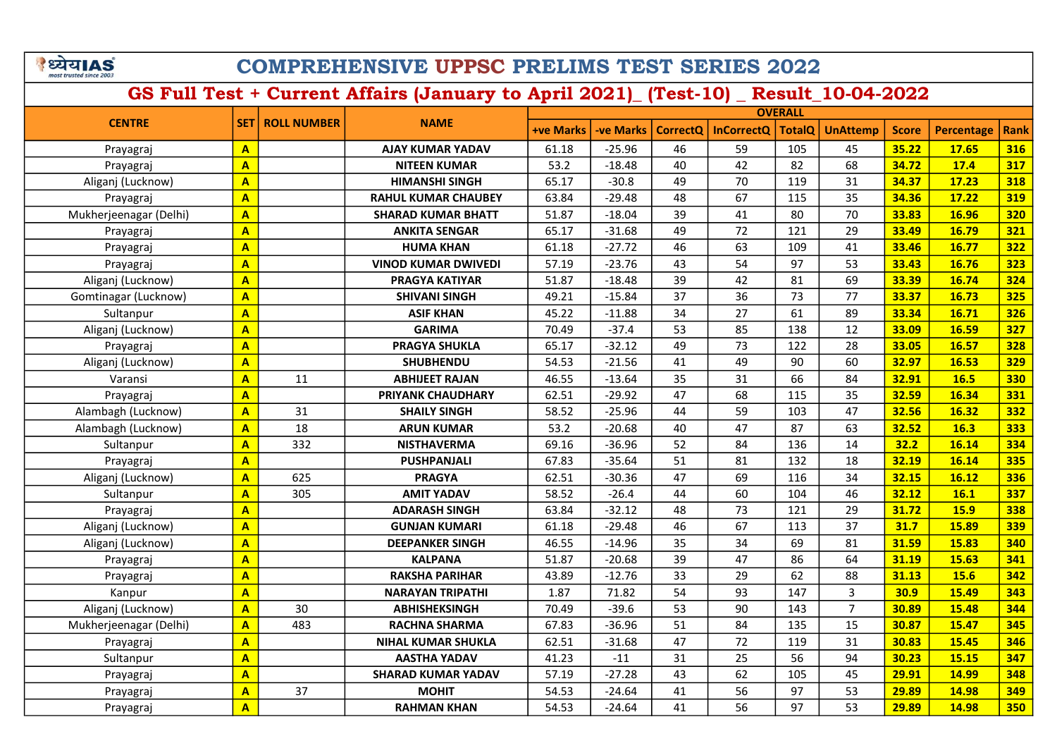# COMPREHENSIVE UPPSC PRELIMS TEST SERIES 2022

## GS Full Test + Current Affairs (January to April 2021)_ (Test-10) _ Result_10-04-2022

| CENTRE | SET | ROLL NUMBER | NAME | OVERALL | | | | | | | | |
|---|---|---|---|---|---|---|---|---|---|---|---|---|
| | | | | +ve Marks | -ve Marks | CorrectQ | InCorrectQ | TotalQ | UnAttemp | Score | Percentage | Rank |
| Prayagraj | A | | AJAY KUMAR YADAV | 61.18 | -25.96 | 46 | 59 | 105 | 45 | 35.22 | 17.65 | 316 |
| Prayagraj | A | | NITEEN KUMAR | 53.2 | -18.48 | 40 | 42 | 82 | 68 | 34.72 | 17.4 | 317 |
| Aliganj (Lucknow) | A | | HIMANSHI SINGH | 65.17 | -30.8 | 49 | 70 | 119 | 31 | 34.37 | 17.23 | 318 |
| Prayagraj | A | | RAHUL KUMAR CHAUBEY | 63.84 | -29.48 | 48 | 67 | 115 | 35 | 34.36 | 17.22 | 319 |
| Mukherjeenagar (Delhi) | A | | SHARAD KUMAR BHATT | 51.87 | -18.04 | 39 | 41 | 80 | 70 | 33.83 | 16.96 | 320 |
| Prayagraj | A | | ANKITA SENGAR | 65.17 | -31.68 | 49 | 72 | 121 | 29 | 33.49 | 16.79 | 321 |
| Prayagraj | A | | HUMA KHAN | 61.18 | -27.72 | 46 | 63 | 109 | 41 | 33.46 | 16.77 | 322 |
| Prayagraj | A | | VINOD KUMAR DWIVEDI | 57.19 | -23.76 | 43 | 54 | 97 | 53 | 33.43 | 16.76 | 323 |
| Aliganj (Lucknow) | A | | PRAGYA KATIYAR | 51.87 | -18.48 | 39 | 42 | 81 | 69 | 33.39 | 16.74 | 324 |
| Gomtinagar (Lucknow) | A | | SHIVANI SINGH | 49.21 | -15.84 | 37 | 36 | 73 | 77 | 33.37 | 16.73 | 325 |
| Sultanpur | A | | ASIF KHAN | 45.22 | -11.88 | 34 | 27 | 61 | 89 | 33.34 | 16.71 | 326 |
| Aliganj (Lucknow) | A | | GARIMA | 70.49 | -37.4 | 53 | 85 | 138 | 12 | 33.09 | 16.59 | 327 |
| Prayagraj | A | | PRAGYA SHUKLA | 65.17 | -32.12 | 49 | 73 | 122 | 28 | 33.05 | 16.57 | 328 |
| Aliganj (Lucknow) | A | | SHUBHENDU | 54.53 | -21.56 | 41 | 49 | 90 | 60 | 32.97 | 16.53 | 329 |
| Varansi | A | 11 | ABHIJEET RAJAN | 46.55 | -13.64 | 35 | 31 | 66 | 84 | 32.91 | 16.5 | 330 |
| Prayagraj | A | | PRIYANK CHAUDHARY | 62.51 | -29.92 | 47 | 68 | 115 | 35 | 32.59 | 16.34 | 331 |
| Alambagh (Lucknow) | A | 31 | SHAILY SINGH | 58.52 | -25.96 | 44 | 59 | 103 | 47 | 32.56 | 16.32 | 332 |
| Alambagh (Lucknow) | A | 18 | ARUN KUMAR | 53.2 | -20.68 | 40 | 47 | 87 | 63 | 32.52 | 16.3 | 333 |
| Sultanpur | A | 332 | NISTHAVERMA | 69.16 | -36.96 | 52 | 84 | 136 | 14 | 32.2 | 16.14 | 334 |
| Prayagraj | A | | PUSHPANJALI | 67.83 | -35.64 | 51 | 81 | 132 | 18 | 32.19 | 16.14 | 335 |
| Aliganj (Lucknow) | A | 625 | PRAGYA | 62.51 | -30.36 | 47 | 69 | 116 | 34 | 32.15 | 16.12 | 336 |
| Sultanpur | A | 305 | AMIT YADAV | 58.52 | -26.4 | 44 | 60 | 104 | 46 | 32.12 | 16.1 | 337 |
| Prayagraj | A | | ADARASH SINGH | 63.84 | -32.12 | 48 | 73 | 121 | 29 | 31.72 | 15.9 | 338 |
| Aliganj (Lucknow) | A | | GUNJAN KUMARI | 61.18 | -29.48 | 46 | 67 | 113 | 37 | 31.7 | 15.89 | 339 |
| Aliganj (Lucknow) | A | | DEEPANKER SINGH | 46.55 | -14.96 | 35 | 34 | 69 | 81 | 31.59 | 15.83 | 340 |
| Prayagraj | A | | KALPANA | 51.87 | -20.68 | 39 | 47 | 86 | 64 | 31.19 | 15.63 | 341 |
| Prayagraj | A | | RAKSHA PARIHAR | 43.89 | -12.76 | 33 | 29 | 62 | 88 | 31.13 | 15.6 | 342 |
| Kanpur | A | | NARAYAN TRIPATHI | 1.87 | 71.82 | 54 | 93 | 147 | 3 | 30.9 | 15.49 | 343 |
| Aliganj (Lucknow) | A | 30 | ABHISHEKSINGH | 70.49 | -39.6 | 53 | 90 | 143 | 7 | 30.89 | 15.48 | 344 |
| Mukherjeenagar (Delhi) | A | 483 | RACHNA SHARMA | 67.83 | -36.96 | 51 | 84 | 135 | 15 | 30.87 | 15.47 | 345 |
| Prayagraj | A | | NIHAL KUMAR SHUKLA | 62.51 | -31.68 | 47 | 72 | 119 | 31 | 30.83 | 15.45 | 346 |
| Sultanpur | A | | AASTHA YADAV | 41.23 | -11 | 31 | 25 | 56 | 94 | 30.23 | 15.15 | 347 |
| Prayagraj | A | | SHARAD KUMAR YADAV | 57.19 | -27.28 | 43 | 62 | 105 | 45 | 29.91 | 14.99 | 348 |
| Prayagraj | A | 37 | MOHIT | 54.53 | -24.64 | 41 | 56 | 97 | 53 | 29.89 | 14.98 | 349 |
| Prayagraj | A | | RAHMAN KHAN | 54.53 | -24.64 | 41 | 56 | 97 | 53 | 29.89 | 14.98 | 350 |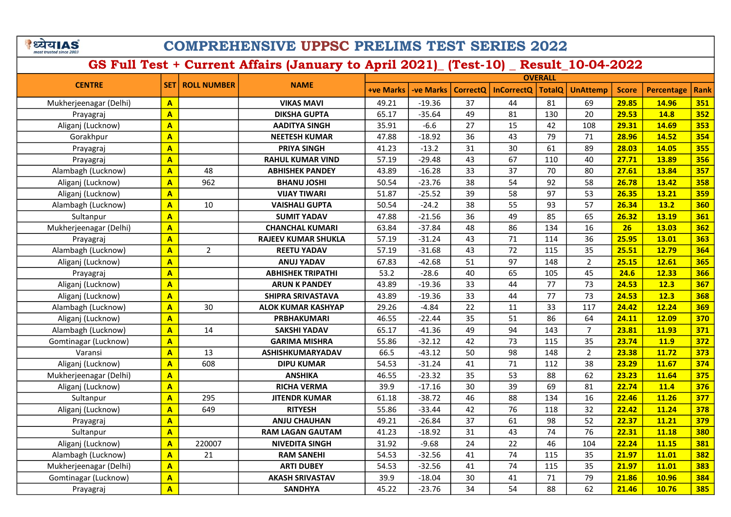# COMPREHENSIVE UPPSC PRELIMS TEST SERIES 2022

## GS Full Test + Current Affairs (January to April 2021)_ (Test-10) _ Result_10-04-2022

| CENTRE | SET | ROLL NUMBER | NAME | OVERALL | | | | | | | | |
|---|---|---|---|---|---|---|---|---|---|---|---|---|
| | | | | +ve Marks | -ve Marks | CorrectQ | InCorrectQ | TotalQ | UnAttemp | Score | Percentage | Rank |
| Mukherjeenagar (Delhi) | A | | VIKAS MAVI | 49.21 | -19.36 | 37 | 44 | 81 | 69 | 29.85 | 14.96 | 351 |
| Prayagraj | A | | DIKSHA GUPTA | 65.17 | -35.64 | 49 | 81 | 130 | 20 | 29.53 | 14.8 | 352 |
| Aliganj (Lucknow) | A | | AADITYA SINGH | 35.91 | -6.6 | 27 | 15 | 42 | 108 | 29.31 | 14.69 | 353 |
| Gorakhpur | A | | NEETESH KUMAR | 47.88 | -18.92 | 36 | 43 | 79 | 71 | 28.96 | 14.52 | 354 |
| Prayagraj | A | | PRIYA SINGH | 41.23 | -13.2 | 31 | 30 | 61 | 89 | 28.03 | 14.05 | 355 |
| Prayagraj | A | | RAHUL KUMAR VIND | 57.19 | -29.48 | 43 | 67 | 110 | 40 | 27.71 | 13.89 | 356 |
| Alambagh (Lucknow) | A | 48 | ABHISHEK PANDEY | 43.89 | -16.28 | 33 | 37 | 70 | 80 | 27.61 | 13.84 | 357 |
| Aliganj (Lucknow) | A | 962 | BHANU JOSHI | 50.54 | -23.76 | 38 | 54 | 92 | 58 | 26.78 | 13.42 | 358 |
| Aliganj (Lucknow) | A | | VIJAY TIWARI | 51.87 | -25.52 | 39 | 58 | 97 | 53 | 26.35 | 13.21 | 359 |
| Alambagh (Lucknow) | A | 10 | VAISHALI GUPTA | 50.54 | -24.2 | 38 | 55 | 93 | 57 | 26.34 | 13.2 | 360 |
| Sultanpur | A | | SUMIT YADAV | 47.88 | -21.56 | 36 | 49 | 85 | 65 | 26.32 | 13.19 | 361 |
| Mukherjeenagar (Delhi) | A | | CHANCHAL KUMARI | 63.84 | -37.84 | 48 | 86 | 134 | 16 | 26 | 13.03 | 362 |
| Prayagraj | A | | RAJEEV KUMAR SHUKLA | 57.19 | -31.24 | 43 | 71 | 114 | 36 | 25.95 | 13.01 | 363 |
| Alambagh (Lucknow) | A | 2 | REETU YADAV | 57.19 | -31.68 | 43 | 72 | 115 | 35 | 25.51 | 12.79 | 364 |
| Aliganj (Lucknow) | A | | ANUJ YADAV | 67.83 | -42.68 | 51 | 97 | 148 | 2 | 25.15 | 12.61 | 365 |
| Prayagraj | A | | ABHISHEK TRIPATHI | 53.2 | -28.6 | 40 | 65 | 105 | 45 | 24.6 | 12.33 | 366 |
| Aliganj (Lucknow) | A | | ARUN K PANDEY | 43.89 | -19.36 | 33 | 44 | 77 | 73 | 24.53 | 12.3 | 367 |
| Aliganj (Lucknow) | A | | SHIPRA SRIVASTAVA | 43.89 | -19.36 | 33 | 44 | 77 | 73 | 24.53 | 12.3 | 368 |
| Alambagh (Lucknow) | A | 30 | ALOK KUMAR KASHYAP | 29.26 | -4.84 | 22 | 11 | 33 | 117 | 24.42 | 12.24 | 369 |
| Aliganj (Lucknow) | A | | PRBHAKUMARI | 46.55 | -22.44 | 35 | 51 | 86 | 64 | 24.11 | 12.09 | 370 |
| Alambagh (Lucknow) | A | 14 | SAKSHI YADAV | 65.17 | -41.36 | 49 | 94 | 143 | 7 | 23.81 | 11.93 | 371 |
| Gomtinagar (Lucknow) | A | | GARIMA MISHRA | 55.86 | -32.12 | 42 | 73 | 115 | 35 | 23.74 | 11.9 | 372 |
| Varansi | A | 13 | ASHISHKUMARYADAV | 66.5 | -43.12 | 50 | 98 | 148 | 2 | 23.38 | 11.72 | 373 |
| Aliganj (Lucknow) | A | 608 | DIPU KUMAR | 54.53 | -31.24 | 41 | 71 | 112 | 38 | 23.29 | 11.67 | 374 |
| Mukherjeenagar (Delhi) | A | | ANSHIKA | 46.55 | -23.32 | 35 | 53 | 88 | 62 | 23.23 | 11.64 | 375 |
| Aliganj (Lucknow) | A | | RICHA VERMA | 39.9 | -17.16 | 30 | 39 | 69 | 81 | 22.74 | 11.4 | 376 |
| Sultanpur | A | 295 | JITENDR KUMAR | 61.18 | -38.72 | 46 | 88 | 134 | 16 | 22.46 | 11.26 | 377 |
| Aliganj (Lucknow) | A | 649 | RITYESH | 55.86 | -33.44 | 42 | 76 | 118 | 32 | 22.42 | 11.24 | 378 |
| Prayagraj | A | | ANJU CHAUHAN | 49.21 | -26.84 | 37 | 61 | 98 | 52 | 22.37 | 11.21 | 379 |
| Sultanpur | A | | RAM LAGAN GAUTAM | 41.23 | -18.92 | 31 | 43 | 74 | 76 | 22.31 | 11.18 | 380 |
| Aliganj (Lucknow) | A | 220007 | NIVEDITA SINGH | 31.92 | -9.68 | 24 | 22 | 46 | 104 | 22.24 | 11.15 | 381 |
| Alambagh (Lucknow) | A | 21 | RAM SANEHI | 54.53 | -32.56 | 41 | 74 | 115 | 35 | 21.97 | 11.01 | 382 |
| Mukherjeenagar (Delhi) | A | | ARTI DUBEY | 54.53 | -32.56 | 41 | 74 | 115 | 35 | 21.97 | 11.01 | 383 |
| Gomtinagar (Lucknow) | A | | AKASH SRIVASTAV | 39.9 | -18.04 | 30 | 41 | 71 | 79 | 21.86 | 10.96 | 384 |
| Prayagraj | A | | SANDHYA | 45.22 | -23.76 | 34 | 54 | 88 | 62 | 21.46 | 10.76 | 385 |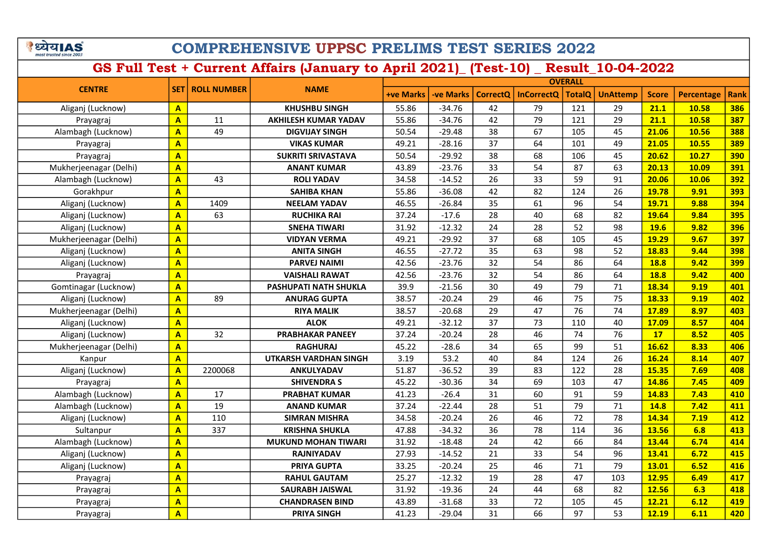# COMPREHENSIVE UPPSC PRELIMS TEST SERIES 2022

## GS Full Test + Current Affairs (January to April 2021)_ (Test-10) _ Result_10-04-2022

| CENTRE | SET | ROLL NUMBER | NAME | OVERALL | | | | | | | | |
|---|---|---|---|---|---|---|---|---|---|---|---|---|
| | | | | +ve Marks | -ve Marks | CorrectQ | InCorrectQ | TotalQ | UnAttemp | Score | Percentage | Rank |
| Aliganj (Lucknow) | A | | KHUSHBU SINGH | 55.86 | -34.76 | 42 | 79 | 121 | 29 | 21.1 | 10.58 | 386 |
| Prayagraj | A | 11 | AKHILESH KUMAR YADAV | 55.86 | -34.76 | 42 | 79 | 121 | 29 | 21.1 | 10.58 | 387 |
| Alambagh (Lucknow) | A | 49 | DIGVIJAY SINGH | 50.54 | -29.48 | 38 | 67 | 105 | 45 | 21.06 | 10.56 | 388 |
| Prayagraj | A | | VIKAS KUMAR | 49.21 | -28.16 | 37 | 64 | 101 | 49 | 21.05 | 10.55 | 389 |
| Prayagraj | A | | SUKRITI SRIVASTAVA | 50.54 | -29.92 | 38 | 68 | 106 | 45 | 20.62 | 10.27 | 390 |
| Mukherjeenagar (Delhi) | A | | ANANT KUMAR | 43.89 | -23.76 | 33 | 54 | 87 | 63 | 20.13 | 10.09 | 391 |
| Alambagh (Lucknow) | A | 43 | ROLI YADAV | 34.58 | -14.52 | 26 | 33 | 59 | 91 | 20.06 | 10.06 | 392 |
| Gorakhpur | A | | SAHIBA KHAN | 55.86 | -36.08 | 42 | 82 | 124 | 26 | 19.78 | 9.91 | 393 |
| Aliganj (Lucknow) | A | 1409 | NEELAM YADAV | 46.55 | -26.84 | 35 | 61 | 96 | 54 | 19.71 | 9.88 | 394 |
| Aliganj (Lucknow) | A | 63 | RUCHIKA RAI | 37.24 | -17.6 | 28 | 40 | 68 | 82 | 19.64 | 9.84 | 395 |
| Aliganj (Lucknow) | A | | SNEHA TIWARI | 31.92 | -12.32 | 24 | 28 | 52 | 98 | 19.6 | 9.82 | 396 |
| Mukherjeenagar (Delhi) | A | | VIDYAN VERMA | 49.21 | -29.92 | 37 | 68 | 105 | 45 | 19.29 | 9.67 | 397 |
| Aliganj (Lucknow) | A | | ANITA SINGH | 46.55 | -27.72 | 35 | 63 | 98 | 52 | 18.83 | 9.44 | 398 |
| Aliganj (Lucknow) | A | | PARVEJ NAIMI | 42.56 | -23.76 | 32 | 54 | 86 | 64 | 18.8 | 9.42 | 399 |
| Prayagraj | A | | VAISHALI RAWAT | 42.56 | -23.76 | 32 | 54 | 86 | 64 | 18.8 | 9.42 | 400 |
| Gomtinagar (Lucknow) | A | | PASHUPATI NATH SHUKLA | 39.9 | -21.56 | 30 | 49 | 79 | 71 | 18.34 | 9.19 | 401 |
| Aliganj (Lucknow) | A | 89 | ANURAG GUPTA | 38.57 | -20.24 | 29 | 46 | 75 | 75 | 18.33 | 9.19 | 402 |
| Mukherjeenagar (Delhi) | A | | RIYA MALIK | 38.57 | -20.68 | 29 | 47 | 76 | 74 | 17.89 | 8.97 | 403 |
| Aliganj (Lucknow) | A | | ALOK | 49.21 | -32.12 | 37 | 73 | 110 | 40 | 17.09 | 8.57 | 404 |
| Aliganj (Lucknow) | A | 32 | PRABHAKAR PANEEY | 37.24 | -20.24 | 28 | 46 | 74 | 76 | 17 | 8.52 | 405 |
| Mukherjeenagar (Delhi) | A | | RAGHURAJ | 45.22 | -28.6 | 34 | 65 | 99 | 51 | 16.62 | 8.33 | 406 |
| Kanpur | A | | UTKARSH VARDHAN SINGH | 3.19 | 53.2 | 40 | 84 | 124 | 26 | 16.24 | 8.14 | 407 |
| Aliganj (Lucknow) | A | 2200068 | ANKULYADAV | 51.87 | -36.52 | 39 | 83 | 122 | 28 | 15.35 | 7.69 | 408 |
| Prayagraj | A | | SHIVENDRA S | 45.22 | -30.36 | 34 | 69 | 103 | 47 | 14.86 | 7.45 | 409 |
| Alambagh (Lucknow) | A | 17 | PRABHAT KUMAR | 41.23 | -26.4 | 31 | 60 | 91 | 59 | 14.83 | 7.43 | 410 |
| Alambagh (Lucknow) | A | 19 | ANAND KUMAR | 37.24 | -22.44 | 28 | 51 | 79 | 71 | 14.8 | 7.42 | 411 |
| Aliganj (Lucknow) | A | 110 | SIMRAN MISHRA | 34.58 | -20.24 | 26 | 46 | 72 | 78 | 14.34 | 7.19 | 412 |
| Sultanpur | A | 337 | KRISHNA SHUKLA | 47.88 | -34.32 | 36 | 78 | 114 | 36 | 13.56 | 6.8 | 413 |
| Alambagh (Lucknow) | A | | MUKUND MOHAN TIWARI | 31.92 | -18.48 | 24 | 42 | 66 | 84 | 13.44 | 6.74 | 414 |
| Aliganj (Lucknow) | A | | RAJNIYADAV | 27.93 | -14.52 | 21 | 33 | 54 | 96 | 13.41 | 6.72 | 415 |
| Aliganj (Lucknow) | A | | PRIYA GUPTA | 33.25 | -20.24 | 25 | 46 | 71 | 79 | 13.01 | 6.52 | 416 |
| Prayagraj | A | | RAHUL GAUTAM | 25.27 | -12.32 | 19 | 28 | 47 | 103 | 12.95 | 6.49 | 417 |
| Prayagraj | A | | SAURABH JAISWAL | 31.92 | -19.36 | 24 | 44 | 68 | 82 | 12.56 | 6.3 | 418 |
| Prayagraj | A | | CHANDRASEN BIND | 43.89 | -31.68 | 33 | 72 | 105 | 45 | 12.21 | 6.12 | 419 |
| Prayagraj | A | | PRIYA SINGH | 41.23 | -29.04 | 31 | 66 | 97 | 53 | 12.19 | 6.11 | 420 |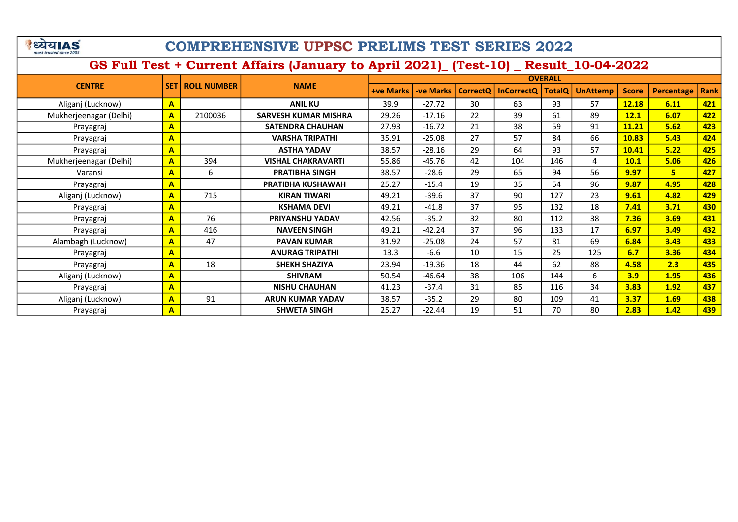# COMPREHENSIVE UPPSC PRELIMS TEST SERIES 2022

## GS Full Test + Current Affairs (January to April 2021)_ (Test-10) _ Result_10-04-2022

| CENTRE | SET | ROLL NUMBER | NAME | OVERALL | | | | | | | | |
|---|---|---|---|---|---|---|---|---|---|---|---|---|
| | | | | +ve Marks | -ve Marks | CorrectQ | InCorrectQ | TotalQ | UnAttemp | Score | Percentage | Rank |
| Aliganj (Lucknow) | A | | ANIL KU | 39.9 | -27.72 | 30 | 63 | 93 | 57 | 12.18 | 6.11 | 421 |
| Mukherjeenagar (Delhi) | A | 2100036 | SARVESH KUMAR MISHRA | 29.26 | -17.16 | 22 | 39 | 61 | 89 | 12.1 | 6.07 | 422 |
| Prayagraj | A | | SATENDRA CHAUHAN | 27.93 | -16.72 | 21 | 38 | 59 | 91 | 11.21 | 5.62 | 423 |
| Prayagraj | A | | VARSHA TRIPATHI | 35.91 | -25.08 | 27 | 57 | 84 | 66 | 10.83 | 5.43 | 424 |
| Prayagraj | A | | ASTHA YADAV | 38.57 | -28.16 | 29 | 64 | 93 | 57 | 10.41 | 5.22 | 425 |
| Mukherjeenagar (Delhi) | A | 394 | VISHAL CHAKRAVARTI | 55.86 | -45.76 | 42 | 104 | 146 | 4 | 10.1 | 5.06 | 426 |
| Varansi | A | 6 | PRATIBHA SINGH | 38.57 | -28.6 | 29 | 65 | 94 | 56 | 9.97 | 5 | 427 |
| Prayagraj | A | | PRATIBHA KUSHAWAH | 25.27 | -15.4 | 19 | 35 | 54 | 96 | 9.87 | 4.95 | 428 |
| Aliganj (Lucknow) | A | 715 | KIRAN TIWARI | 49.21 | -39.6 | 37 | 90 | 127 | 23 | 9.61 | 4.82 | 429 |
| Prayagraj | A | | KSHAMA DEVI | 49.21 | -41.8 | 37 | 95 | 132 | 18 | 7.41 | 3.71 | 430 |
| Prayagraj | A | 76 | PRIYANSHU YADAV | 42.56 | -35.2 | 32 | 80 | 112 | 38 | 7.36 | 3.69 | 431 |
| Prayagraj | A | 416 | NAVEEN SINGH | 49.21 | -42.24 | 37 | 96 | 133 | 17 | 6.97 | 3.49 | 432 |
| Alambagh (Lucknow) | A | 47 | PAVAN KUMAR | 31.92 | -25.08 | 24 | 57 | 81 | 69 | 6.84 | 3.43 | 433 |
| Prayagraj | A | | ANURAG TRIPATHI | 13.3 | -6.6 | 10 | 15 | 25 | 125 | 6.7 | 3.36 | 434 |
| Prayagraj | A | 18 | SHEKH SHAZIYA | 23.94 | -19.36 | 18 | 44 | 62 | 88 | 4.58 | 2.3 | 435 |
| Aliganj (Lucknow) | A | | SHIVRAM | 50.54 | -46.64 | 38 | 106 | 144 | 6 | 3.9 | 1.95 | 436 |
| Prayagraj | A | | NISHU CHAUHAN | 41.23 | -37.4 | 31 | 85 | 116 | 34 | 3.83 | 1.92 | 437 |
| Aliganj (Lucknow) | A | 91 | ARUN KUMAR YADAV | 38.57 | -35.2 | 29 | 80 | 109 | 41 | 3.37 | 1.69 | 438 |
| Prayagraj | A | | SHWETA SINGH | 25.27 | -22.44 | 19 | 51 | 70 | 80 | 2.83 | 1.42 | 439 |